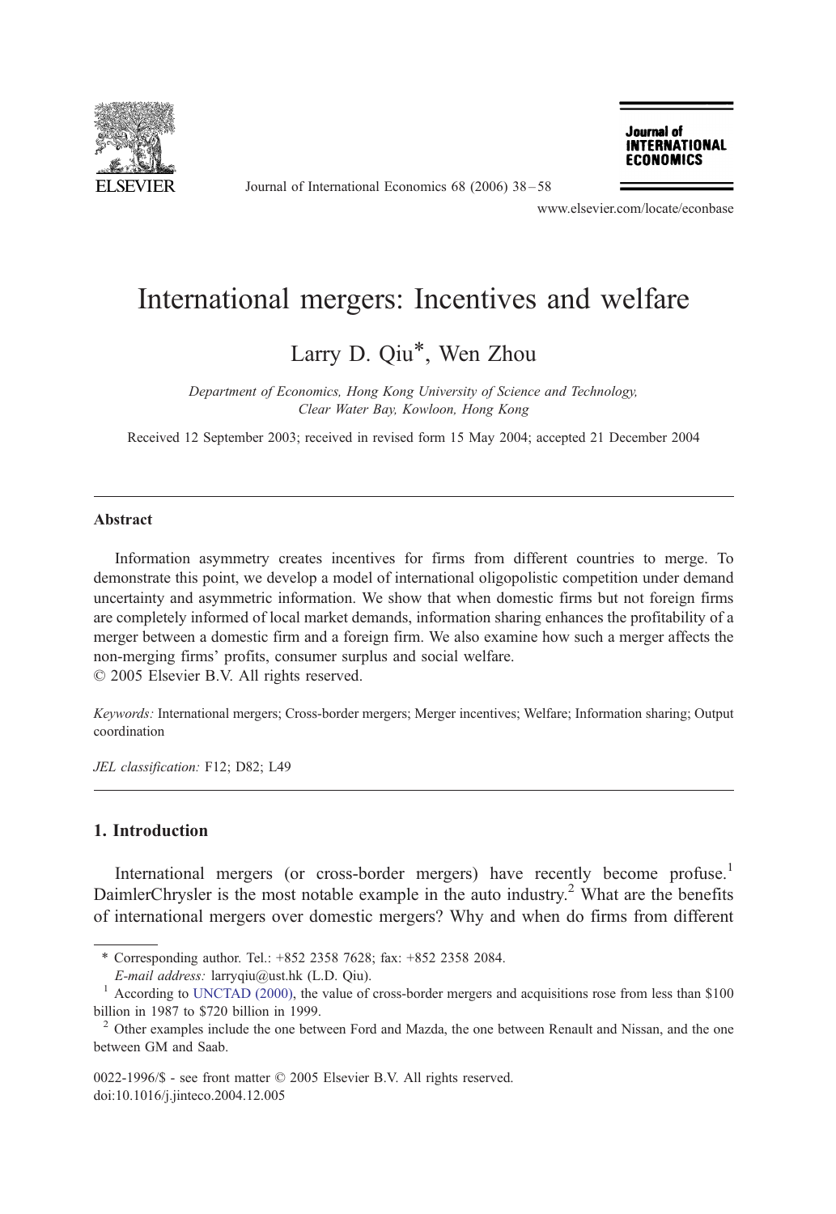# International mergers: Incentives and welfare

Larry D. Qiu*, Wen Zhou

*Department of Economics, Hong Kong University of Science and Technology, Clear Water Bay, Kowloon, Hong Kong*

Received 12 September 2003; received in revised form 15 May 2004; accepted 21 December 2004

## Abstract

Information asymmetry creates incentives for firms from different countries to merge. To demonstrate this point, we develop a model of international oligopolistic competition under demand uncertainty and asymmetric information. We show that when domestic firms but not foreign firms are completely informed of local market demands, information sharing enhances the profitability of a merger between a domestic firm and a foreign firm. We also examine how such a merger affects the non-merging firms' profits, consumer surplus and social welfare.

© 2005 Elsevier B.V. All rights reserved.

*Keywords:* International mergers; Cross-border mergers; Merger incentives; Welfare; Information sharing; Output coordination

*JEL classification:* F12; D82; L49

## 1. Introduction

International mergers (or cross-border mergers) have recently become profuse.[1] DaimlerChrysler is the most notable example in the auto industry.[2] What are the benefits of international mergers over domestic mergers? Why and when do firms from different

---

\* Corresponding author. Tel.: +852 2358 7628; fax: +852 2358 2084.

*E-mail address:* larryqiu@ust.hk (L.D. Qiu).

[1] According to UNCTAD (2000), the value of cross-border mergers and acquisitions rose from less than $100 billion in 1987 to $720 billion in 1999.

[2] Other examples include the one between Ford and Mazda, the one between Renault and Nissan, and the one between GM and Saab.

0022-1996/$ - see front matter © 2005 Elsevier B.V. All rights reserved.
doi:10.1016/j.jinteco.2004.12.005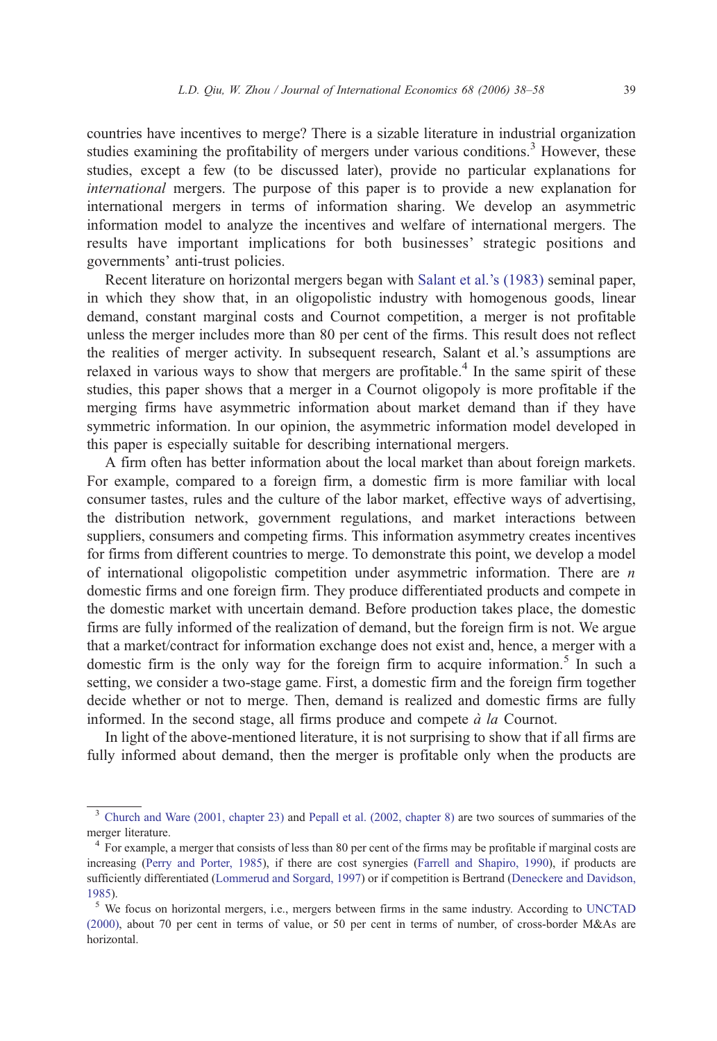countries have incentives to merge? There is a sizable literature in industrial organization studies examining the profitability of mergers under various conditions.[3] However, these studies, except a few (to be discussed later), provide no particular explanations for *international* mergers. The purpose of this paper is to provide a new explanation for international mergers in terms of information sharing. We develop an asymmetric information model to analyze the incentives and welfare of international mergers. The results have important implications for both businesses' strategic positions and governments' anti-trust policies.

Recent literature on horizontal mergers began with Salant et al.'s (1983) seminal paper, in which they show that, in an oligopolistic industry with homogenous goods, linear demand, constant marginal costs and Cournot competition, a merger is not profitable unless the merger includes more than 80 per cent of the firms. This result does not reflect the realities of merger activity. In subsequent research, Salant et al.'s assumptions are relaxed in various ways to show that mergers are profitable.[4] In the same spirit of these studies, this paper shows that a merger in a Cournot oligopoly is more profitable if the merging firms have asymmetric information about market demand than if they have symmetric information. In our opinion, the asymmetric information model developed in this paper is especially suitable for describing international mergers.

A firm often has better information about the local market than about foreign markets. For example, compared to a foreign firm, a domestic firm is more familiar with local consumer tastes, rules and the culture of the labor market, effective ways of advertising, the distribution network, government regulations, and market interactions between suppliers, consumers and competing firms. This information asymmetry creates incentives for firms from different countries to merge. To demonstrate this point, we develop a model of international oligopolistic competition under asymmetric information. There are $n$ domestic firms and one foreign firm. They produce differentiated products and compete in the domestic market with uncertain demand. Before production takes place, the domestic firms are fully informed of the realization of demand, but the foreign firm is not. We argue that a market/contract for information exchange does not exist and, hence, a merger with a domestic firm is the only way for the foreign firm to acquire information.[5] In such a setting, we consider a two-stage game. First, a domestic firm and the foreign firm together decide whether or not to merge. Then, demand is realized and domestic firms are fully informed. In the second stage, all firms produce and compete *à la* Cournot.

In light of the above-mentioned literature, it is not surprising to show that if all firms are fully informed about demand, then the merger is profitable only when the products are

---

[3] Church and Ware (2001, chapter 23) and Pepall et al. (2002, chapter 8) are two sources of summaries of the merger literature.

[4] For example, a merger that consists of less than 80 per cent of the firms may be profitable if marginal costs are increasing (Perry and Porter, 1985), if there are cost synergies (Farrell and Shapiro, 1990), if products are sufficiently differentiated (Lommerud and Sorgard, 1997) or if competition is Bertrand (Deneckere and Davidson, 1985).

[5] We focus on horizontal mergers, i.e., mergers between firms in the same industry. According to UNCTAD (2000), about 70 per cent in terms of value, or 50 per cent in terms of number, of cross-border M&As are horizontal.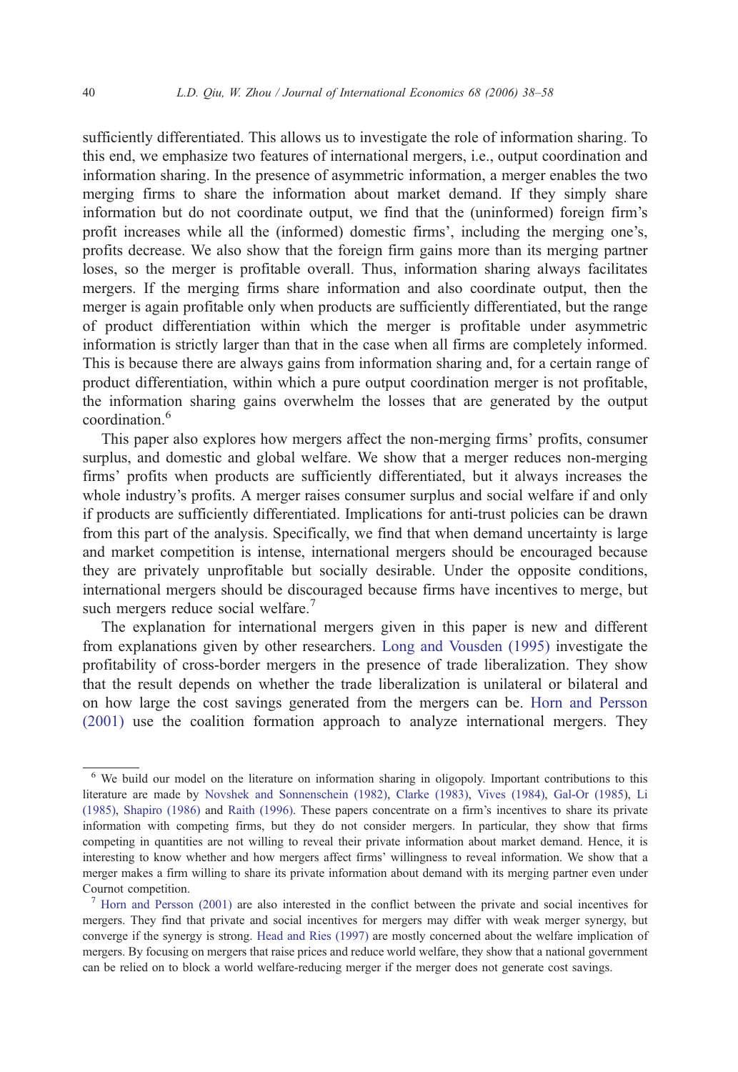sufficiently differentiated. This allows us to investigate the role of information sharing. To this end, we emphasize two features of international mergers, i.e., output coordination and information sharing. In the presence of asymmetric information, a merger enables the two merging firms to share the information about market demand. If they simply share information but do not coordinate output, we find that the (uninformed) foreign firm's profit increases while all the (informed) domestic firms', including the merging one's, profits decrease. We also show that the foreign firm gains more than its merging partner loses, so the merger is profitable overall. Thus, information sharing always facilitates mergers. If the merging firms share information and also coordinate output, then the merger is again profitable only when products are sufficiently differentiated, but the range of product differentiation within which the merger is profitable under asymmetric information is strictly larger than that in the case when all firms are completely informed. This is because there are always gains from information sharing and, for a certain range of product differentiation, within which a pure output coordination merger is not profitable, the information sharing gains overwhelm the losses that are generated by the output coordination.[6]

This paper also explores how mergers affect the non-merging firms' profits, consumer surplus, and domestic and global welfare. We show that a merger reduces non-merging firms' profits when products are sufficiently differentiated, but it always increases the whole industry's profits. A merger raises consumer surplus and social welfare if and only if products are sufficiently differentiated. Implications for anti-trust policies can be drawn from this part of the analysis. Specifically, we find that when demand uncertainty is large and market competition is intense, international mergers should be encouraged because they are privately unprofitable but socially desirable. Under the opposite conditions, international mergers should be discouraged because firms have incentives to merge, but such mergers reduce social welfare.[7]

The explanation for international mergers given in this paper is new and different from explanations given by other researchers. Long and Vousden (1995) investigate the profitability of cross-border mergers in the presence of trade liberalization. They show that the result depends on whether the trade liberalization is unilateral or bilateral and on how large the cost savings generated from the mergers can be. Horn and Persson (2001) use the coalition formation approach to analyze international mergers. They

[6] We build our model on the literature on information sharing in oligopoly. Important contributions to this literature are made by Novshek and Sonnenschein (1982), Clarke (1983), Vives (1984), Gal-Or (1985), Li (1985), Shapiro (1986) and Raith (1996). These papers concentrate on a firm's incentives to share its private information with competing firms, but they do not consider mergers. In particular, they show that firms competing in quantities are not willing to reveal their private information about market demand. Hence, it is interesting to know whether and how mergers affect firms' willingness to reveal information. We show that a merger makes a firm willing to share its private information about demand with its merging partner even under Cournot competition.

[7] Horn and Persson (2001) are also interested in the conflict between the private and social incentives for mergers. They find that private and social incentives for mergers may differ with weak merger synergy, but converge if the synergy is strong. Head and Ries (1997) are mostly concerned about the welfare implication of mergers. By focusing on mergers that raise prices and reduce world welfare, they show that a national government can be relied on to block a world welfare-reducing merger if the merger does not generate cost savings.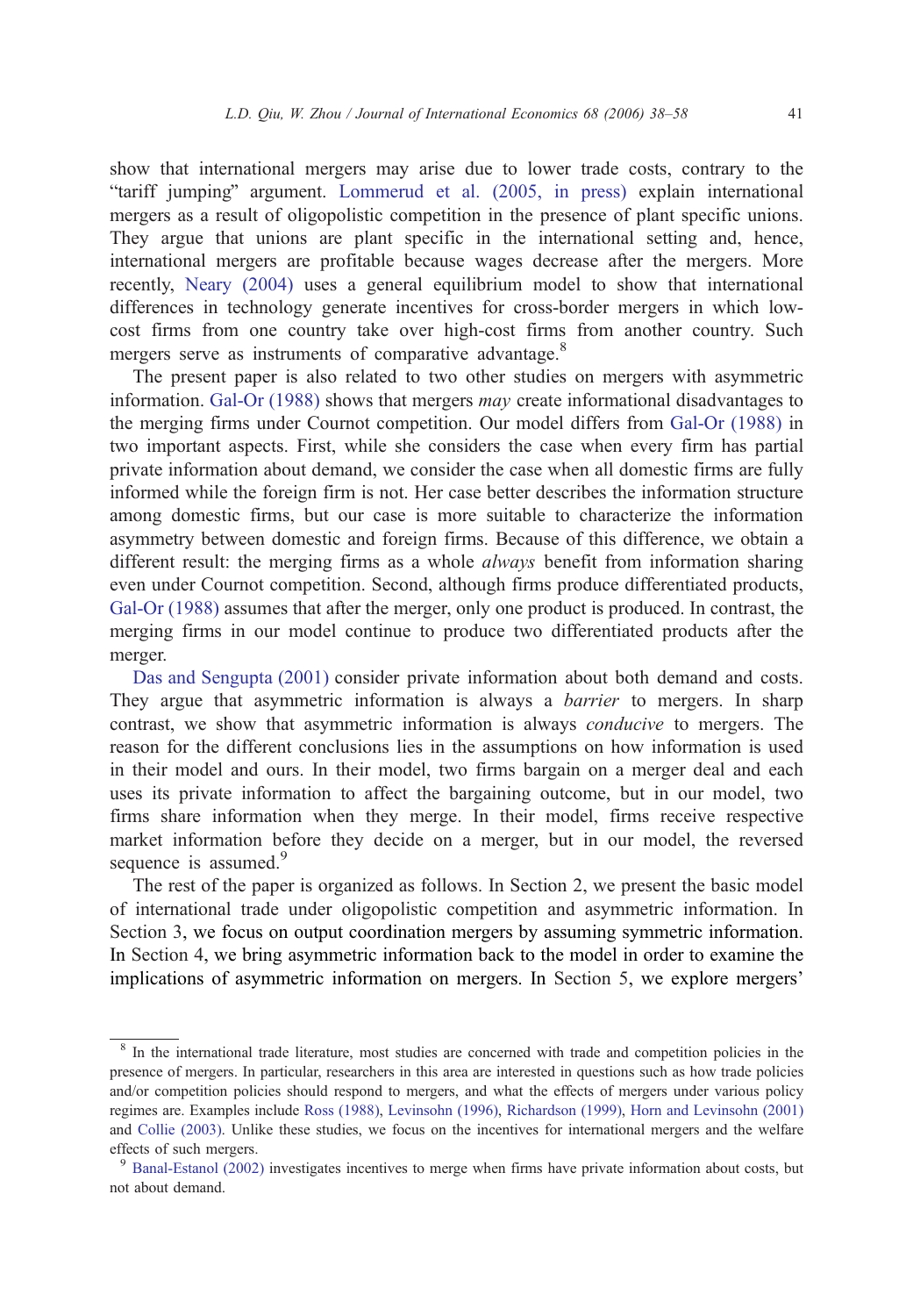show that international mergers may arise due to lower trade costs, contrary to the "tariff jumping" argument. Lommerud et al. (2005, in press) explain international mergers as a result of oligopolistic competition in the presence of plant specific unions. They argue that unions are plant specific in the international setting and, hence, international mergers are profitable because wages decrease after the mergers. More recently, Neary (2004) uses a general equilibrium model to show that international differences in technology generate incentives for cross-border mergers in which low-cost firms from one country take over high-cost firms from another country. Such mergers serve as instruments of comparative advantage.[8]

The present paper is also related to two other studies on mergers with asymmetric information. Gal-Or (1988) shows that mergers *may* create informational disadvantages to the merging firms under Cournot competition. Our model differs from Gal-Or (1988) in two important aspects. First, while she considers the case when every firm has partial private information about demand, we consider the case when all domestic firms are fully informed while the foreign firm is not. Her case better describes the information structure among domestic firms, but our case is more suitable to characterize the information asymmetry between domestic and foreign firms. Because of this difference, we obtain a different result: the merging firms as a whole *always* benefit from information sharing even under Cournot competition. Second, although firms produce differentiated products, Gal-Or (1988) assumes that after the merger, only one product is produced. In contrast, the merging firms in our model continue to produce two differentiated products after the merger.

Das and Sengupta (2001) consider private information about both demand and costs. They argue that asymmetric information is always a *barrier* to mergers. In sharp contrast, we show that asymmetric information is always *conducive* to mergers. The reason for the different conclusions lies in the assumptions on how information is used in their model and ours. In their model, two firms bargain on a merger deal and each uses its private information to affect the bargaining outcome, but in our model, two firms share information when they merge. In their model, firms receive respective market information before they decide on a merger, but in our model, the reversed sequence is assumed.[9]

The rest of the paper is organized as follows. In Section 2, we present the basic model of international trade under oligopolistic competition and asymmetric information. In Section 3, we focus on output coordination mergers by assuming symmetric information. In Section 4, we bring asymmetric information back to the model in order to examine the implications of asymmetric information on mergers. In Section 5, we explore mergers'

[8] In the international trade literature, most studies are concerned with trade and competition policies in the presence of mergers. In particular, researchers in this area are interested in questions such as how trade policies and/or competition policies should respond to mergers, and what the effects of mergers under various policy regimes are. Examples include Ross (1988), Levinsohn (1996), Richardson (1999), Horn and Levinsohn (2001) and Collie (2003). Unlike these studies, we focus on the incentives for international mergers and the welfare effects of such mergers.

[9] Banal-Estanol (2002) investigates incentives to merge when firms have private information about costs, but not about demand.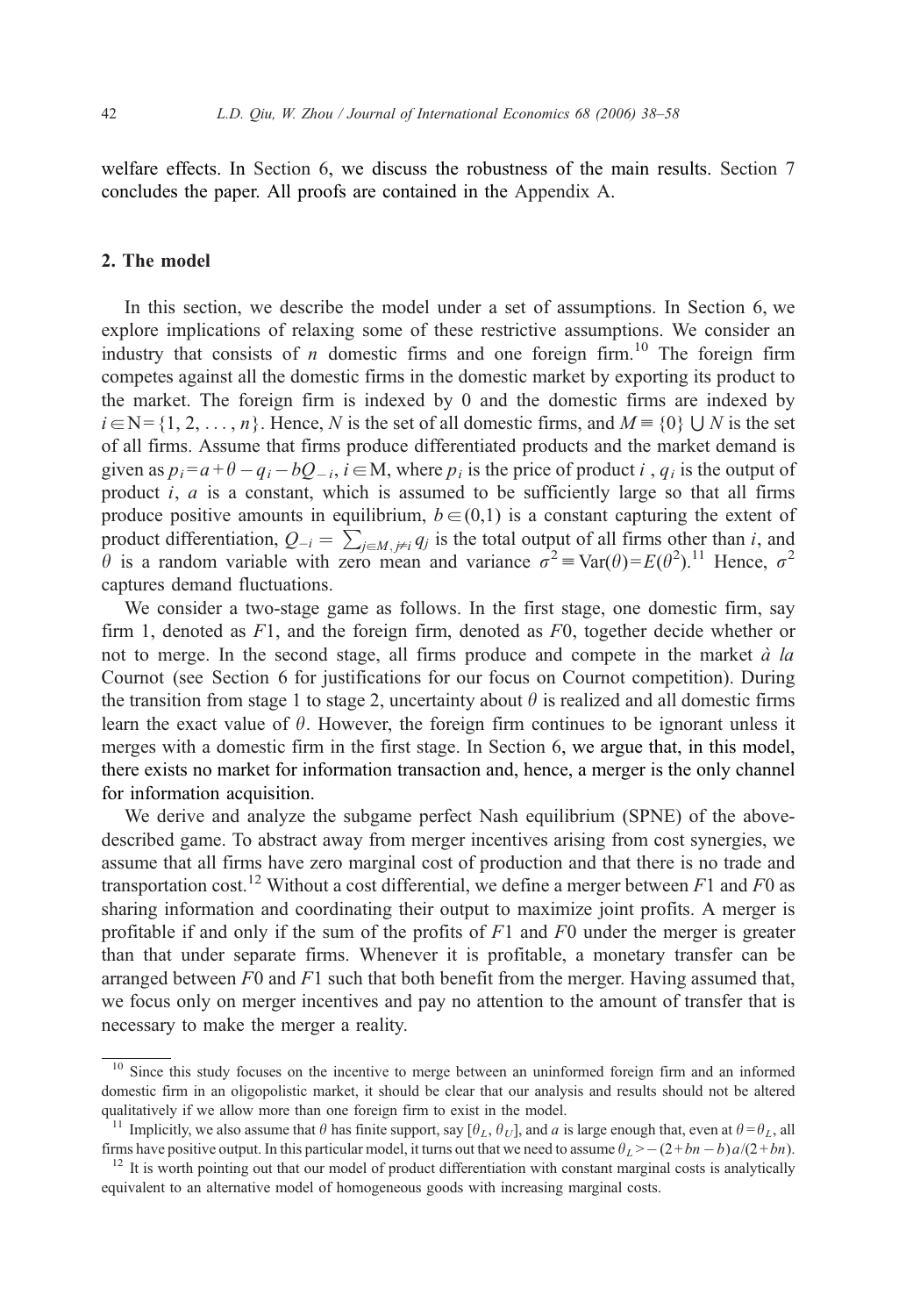welfare effects. In Section 6, we discuss the robustness of the main results. Section 7 concludes the paper. All proofs are contained in the Appendix A.

## 2. The model

In this section, we describe the model under a set of assumptions. In Section 6, we explore implications of relaxing some of these restrictive assumptions. We consider an industry that consists of $n$ domestic firms and one foreign firm.[10] The foreign firm competes against all the domestic firms in the domestic market by exporting its product to the market. The foreign firm is indexed by 0 and the domestic firms are indexed by $i \in \mathrm{N} = \{1, 2, \ldots, n\}$. Hence, $N$ is the set of all domestic firms, and $M \equiv \{0\} \cup N$ is the set of all firms. Assume that firms produce differentiated products and the market demand is given as $p_i = a + \theta - q_i - bQ_{-i}$, $i \in \mathrm{M}$, where $p_i$ is the price of product $i$ , $q_i$ is the output of product $i$, $a$ is a constant, which is assumed to be sufficiently large so that all firms produce positive amounts in equilibrium, $b \in (0,1)$ is a constant capturing the extent of product differentiation, $Q_{-i} = \sum_{j \in M, j \neq i} q_j$ is the total output of all firms other than $i$, and $\theta$ is a random variable with zero mean and variance $\sigma^2 \equiv \mathrm{Var}(\theta) = E(\theta^2)$.[11] Hence, $\sigma^2$ captures demand fluctuations.

We consider a two-stage game as follows. In the first stage, one domestic firm, say firm 1, denoted as $F1$, and the foreign firm, denoted as $F0$, together decide whether or not to merge. In the second stage, all firms produce and compete in the market *à la* Cournot (see Section 6 for justifications for our focus on Cournot competition). During the transition from stage 1 to stage 2, uncertainty about $\theta$ is realized and all domestic firms learn the exact value of $\theta$. However, the foreign firm continues to be ignorant unless it merges with a domestic firm in the first stage. In Section 6, we argue that, in this model, there exists no market for information transaction and, hence, a merger is the only channel for information acquisition.

We derive and analyze the subgame perfect Nash equilibrium (SPNE) of the above-described game. To abstract away from merger incentives arising from cost synergies, we assume that all firms have zero marginal cost of production and that there is no trade and transportation cost.[12] Without a cost differential, we define a merger between $F1$ and $F0$ as sharing information and coordinating their output to maximize joint profits. A merger is profitable if and only if the sum of the profits of $F1$ and $F0$ under the merger is greater than that under separate firms. Whenever it is profitable, a monetary transfer can be arranged between $F0$ and $F1$ such that both benefit from the merger. Having assumed that, we focus only on merger incentives and pay no attention to the amount of transfer that is necessary to make the merger a reality.

---

[10] Since this study focuses on the incentive to merge between an uninformed foreign firm and an informed domestic firm in an oligopolistic market, it should be clear that our analysis and results should not be altered qualitatively if we allow more than one foreign firm to exist in the model.

[11] Implicitly, we also assume that $\theta$ has finite support, say $[\theta_L, \theta_U]$, and $a$ is large enough that, even at $\theta = \theta_L$, all firms have positive output. In this particular model, it turns out that we need to assume $\theta_L > -(2 + bn - b)a/(2 + bn)$.

[12] It is worth pointing out that our model of product differentiation with constant marginal costs is analytically equivalent to an alternative model of homogeneous goods with increasing marginal costs.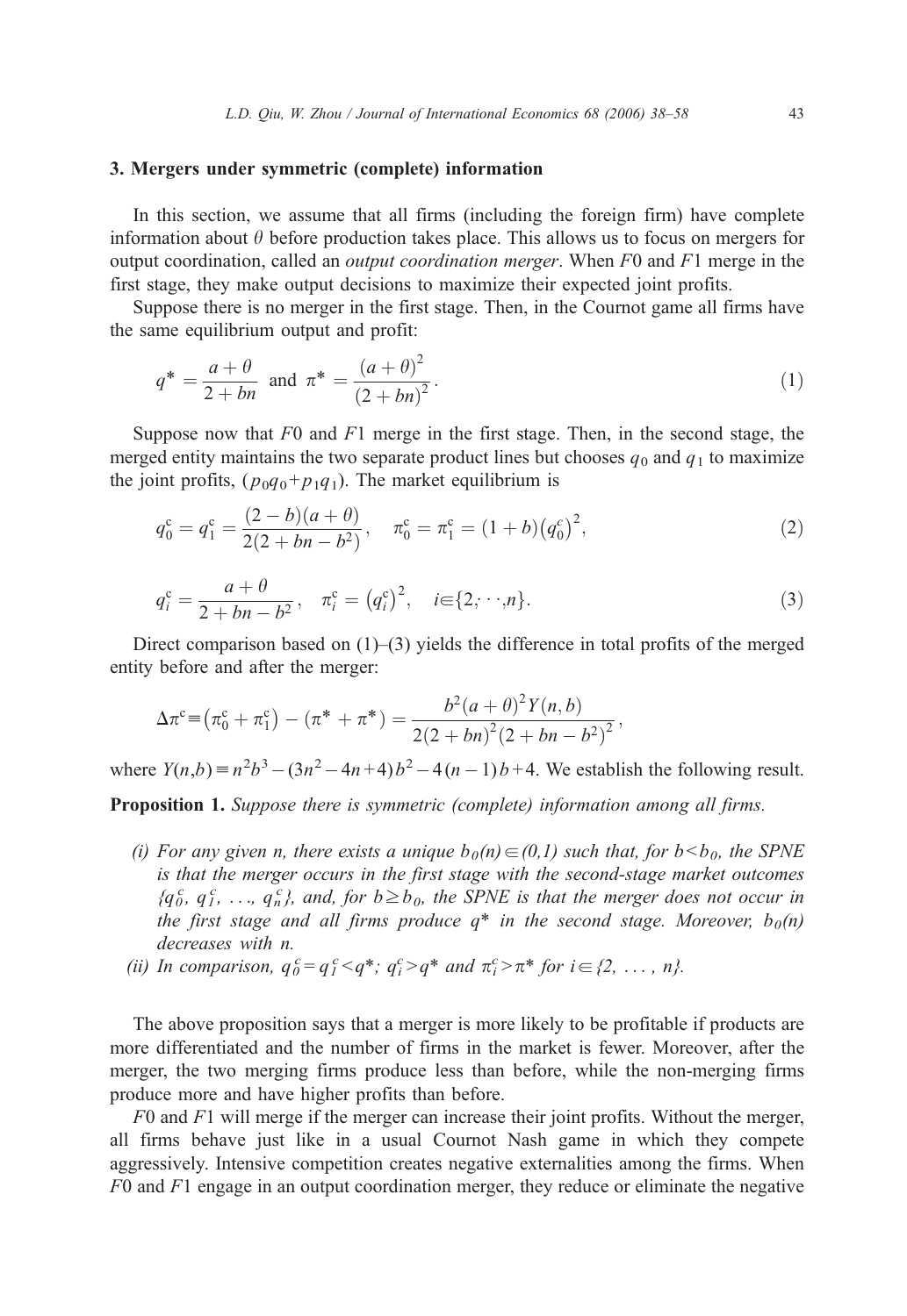## 3. Mergers under symmetric (complete) information

In this section, we assume that all firms (including the foreign firm) have complete information about $\theta$ before production takes place. This allows us to focus on mergers for output coordination, called an *output coordination merger*. When $F0$ and $F1$ merge in the first stage, they make output decisions to maximize their expected joint profits.

Suppose there is no merger in the first stage. Then, in the Cournot game all firms have the same equilibrium output and profit:

$$q^* = \frac{a+\theta}{2+bn} \text{ and } \pi^* = \frac{(a+\theta)^2}{(2+bn)^2}. \tag{1}$$

Suppose now that $F0$ and $F1$ merge in the first stage. Then, in the second stage, the merged entity maintains the two separate product lines but chooses $q_0$ and $q_1$ to maximize the joint profits, $(p_0 q_0 + p_1 q_1)$. The market equilibrium is

$$q_0^c = q_1^c = \frac{(2-b)(a+\theta)}{2(2+bn-b^2)}, \quad \pi_0^c = \pi_1^c = (1+b)\left(q_0^c\right)^2, \tag{2}$$

$$q_i^c = \frac{a+\theta}{2+bn-b^2}, \quad \pi_i^c = \left(q_i^c\right)^2, \quad i \in \{2, \cdots, n\}. \tag{3}$$

Direct comparison based on (1)–(3) yields the difference in total profits of the merged entity before and after the merger:

$$\Delta\pi^c \equiv \left(\pi_0^c + \pi_1^c\right) - (\pi^* + \pi^*) = \frac{b^2(a+\theta)^2 Y(n,b)}{2(2+bn)^2(2+bn-b^2)^2},$$

where $Y(n,b) \equiv n^2 b^3 - (3n^2 - 4n + 4)b^2 - 4(n-1)b + 4$. We establish the following result.

**Proposition 1.** *Suppose there is symmetric (complete) information among all firms.*

- *(i) For any given $n$, there exists a unique $b_0(n) \in (0,1)$ such that, for $b < b_0$, the SPNE is that the merger occurs in the first stage with the second-stage market outcomes $\{q_0^c, q_1^c, \ldots, q_n^c\}$, and, for $b \geq b_0$, the SPNE is that the merger does not occur in the first stage and all firms produce $q^*$ in the second stage. Moreover, $b_0(n)$ decreases with $n$.*
- *(ii) In comparison, $q_0^c = q_1^c < q^*$; $q_i^c > q^*$ and $\pi_i^c > \pi^*$ for $i \in \{2, \ldots, n\}$.*

The above proposition says that a merger is more likely to be profitable if products are more differentiated and the number of firms in the market is fewer. Moreover, after the merger, the two merging firms produce less than before, while the non-merging firms produce more and have higher profits than before.

$F0$ and $F1$ will merge if the merger can increase their joint profits. Without the merger, all firms behave just like in a usual Cournot Nash game in which they compete aggressively. Intensive competition creates negative externalities among the firms. When $F0$ and $F1$ engage in an output coordination merger, they reduce or eliminate the negative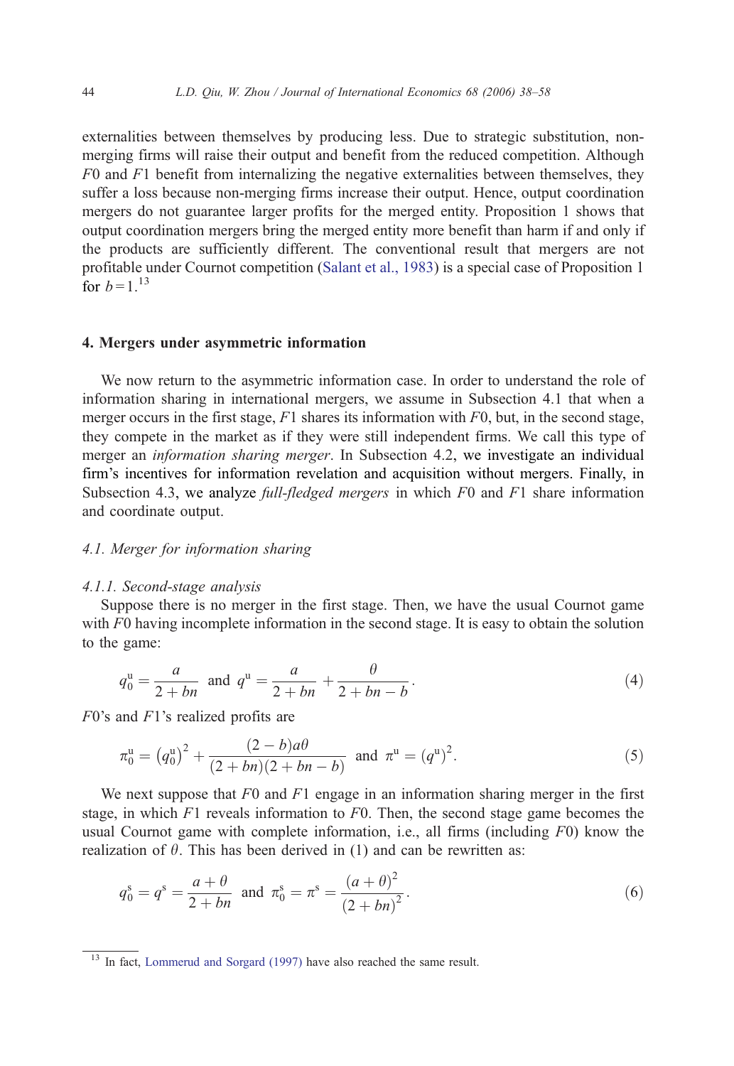externalities between themselves by producing less. Due to strategic substitution, non-merging firms will raise their output and benefit from the reduced competition. Although $F0$ and $F1$ benefit from internalizing the negative externalities between themselves, they suffer a loss because non-merging firms increase their output. Hence, output coordination mergers do not guarantee larger profits for the merged entity. Proposition 1 shows that output coordination mergers bring the merged entity more benefit than harm if and only if the products are sufficiently different. The conventional result that mergers are not profitable under Cournot competition (Salant et al., 1983) is a special case of Proposition 1 for $b=1$.[13]

## 4. Mergers under asymmetric information

We now return to the asymmetric information case. In order to understand the role of information sharing in international mergers, we assume in Subsection 4.1 that when a merger occurs in the first stage, $F1$ shares its information with $F0$, but, in the second stage, they compete in the market as if they were still independent firms. We call this type of merger an *information sharing merger*. In Subsection 4.2, we investigate an individual firm's incentives for information revelation and acquisition without mergers. Finally, in Subsection 4.3, we analyze *full-fledged mergers* in which $F0$ and $F1$ share information and coordinate output.

### *4.1. Merger for information sharing*

#### *4.1.1. Second-stage analysis*

Suppose there is no merger in the first stage. Then, we have the usual Cournot game with $F0$ having incomplete information in the second stage. It is easy to obtain the solution to the game:

$$q_0^{\mathrm{u}} = \frac{a}{2+bn} \text{ and } q^{\mathrm{u}} = \frac{a}{2+bn} + \frac{\theta}{2+bn-b}. \tag{4}$$

$F0$'s and $F1$'s realized profits are

$$\pi_0^{\mathrm{u}} = \left(q_0^{\mathrm{u}}\right)^2 + \frac{(2-b)a\theta}{(2+bn)(2+bn-b)} \text{ and } \pi^{\mathrm{u}} = (q^{\mathrm{u}})^2. \tag{5}$$

We next suppose that $F0$ and $F1$ engage in an information sharing merger in the first stage, in which $F1$ reveals information to $F0$. Then, the second stage game becomes the usual Cournot game with complete information, i.e., all firms (including $F0$) know the realization of $\theta$. This has been derived in (1) and can be rewritten as:

$$q_0^{\mathrm{s}} = q^{\mathrm{s}} = \frac{a+\theta}{2+bn} \text{ and } \pi_0^{\mathrm{s}} = \pi^{\mathrm{s}} = \frac{(a+\theta)^2}{(2+bn)^2}. \tag{6}$$

[13] In fact, Lommerud and Sorgard (1997) have also reached the same result.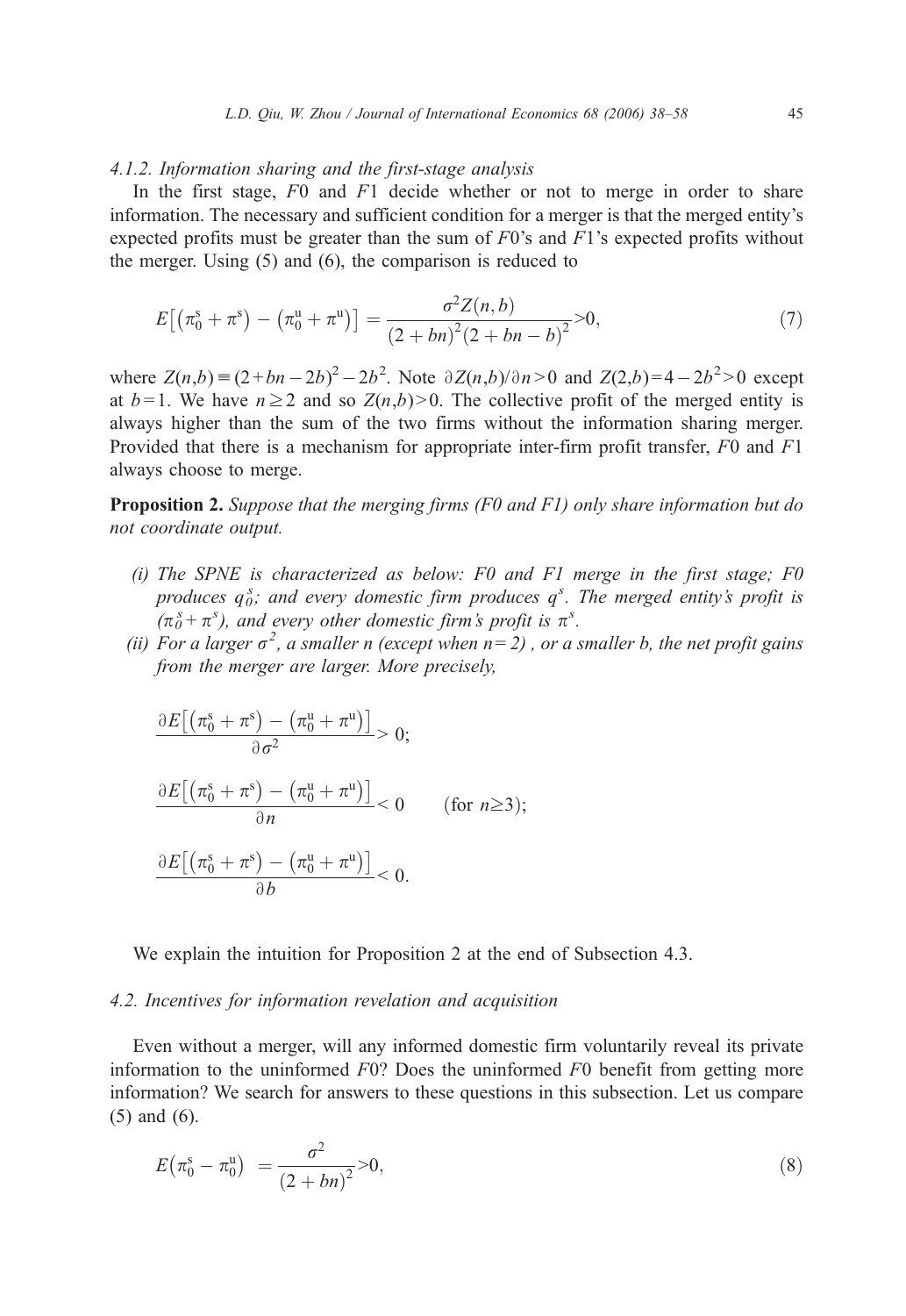#### 4.1.2. Information sharing and the first-stage analysis

In the first stage, $F0$ and $F1$ decide whether or not to merge in order to share information. The necessary and sufficient condition for a merger is that the merged entity's expected profits must be greater than the sum of $F0$'s and $F1$'s expected profits without the merger. Using (5) and (6), the comparison is reduced to

$$E\left[\left(\pi_0^{\mathrm{s}} + \pi^{\mathrm{s}}\right) - \left(\pi_0^{\mathrm{u}} + \pi^{\mathrm{u}}\right)\right] = \frac{\sigma^2 Z(n,b)}{(2+bn)^2(2+bn-b)^2} > 0, \tag{7}$$

where $Z(n,b) \equiv (2+bn-2b)^2 - 2b^2$. Note $\partial Z(n,b)/\partial n > 0$ and $Z(2,b) = 4 - 2b^2 > 0$ except at $b=1$. We have $n \geq 2$ and so $Z(n,b) > 0$. The collective profit of the merged entity is always higher than the sum of the two firms without the information sharing merger. Provided that there is a mechanism for appropriate inter-firm profit transfer, $F0$ and $F1$ always choose to merge.

**Proposition 2.** *Suppose that the merging firms (F0 and F1) only share information but do not coordinate output.*

- *(i) The SPNE is characterized as below: F0 and F1 merge in the first stage; F0 produces $q_0^s$; and every domestic firm produces $q^s$. The merged entity's profit is $(\pi_0^s + \pi^s)$, and every other domestic firm's profit is $\pi^s$.*
- *(ii) For a larger $\sigma^2$, a smaller n (except when n = 2) , or a smaller b, the net profit gains from the merger are larger. More precisely,*

$$\frac{\partial E\left[\left(\pi_0^{\mathrm{s}} + \pi^{\mathrm{s}}\right) - \left(\pi_0^{\mathrm{u}} + \pi^{\mathrm{u}}\right)\right]}{\partial \sigma^2} > 0;$$

$$\frac{\partial E\left[\left(\pi_0^{\mathrm{s}} + \pi^{\mathrm{s}}\right) - \left(\pi_0^{\mathrm{u}} + \pi^{\mathrm{u}}\right)\right]}{\partial n} < 0 \qquad (\text{for } n \geq 3);$$

$$\frac{\partial E\left[\left(\pi_0^{\mathrm{s}} + \pi^{\mathrm{s}}\right) - \left(\pi_0^{\mathrm{u}} + \pi^{\mathrm{u}}\right)\right]}{\partial b} < 0.$$

We explain the intuition for Proposition 2 at the end of Subsection 4.3.

### 4.2. Incentives for information revelation and acquisition

Even without a merger, will any informed domestic firm voluntarily reveal its private information to the uninformed $F0$? Does the uninformed $F0$ benefit from getting more information? We search for answers to these questions in this subsection. Let us compare (5) and (6).

$$E\left(\pi_0^{\mathrm{s}} - \pi_0^{\mathrm{u}}\right) = \frac{\sigma^2}{(2+bn)^2} > 0, \tag{8}$$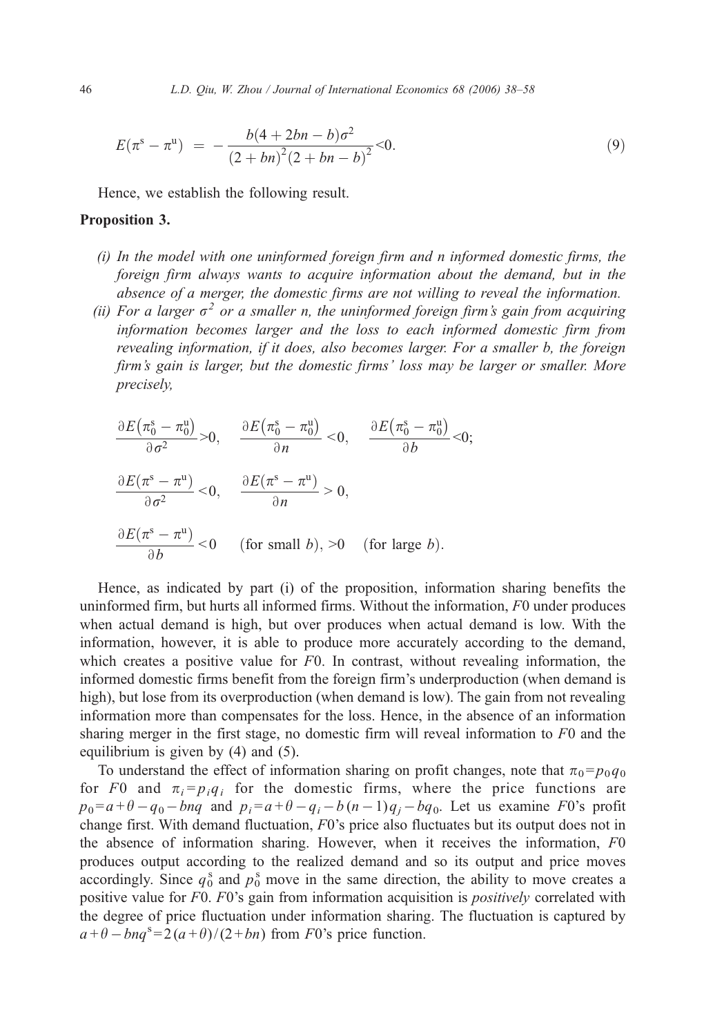$$E(\pi^{\rm s} - \pi^{\rm u}) \;=\; -\frac{b(4 + 2bn - b)\sigma^2}{(2 + bn)^2(2 + bn - b)^2} < 0. \tag{9}$$

Hence, we establish the following result.

**Proposition 3.**

*(i) In the model with one uninformed foreign firm and n informed domestic firms, the foreign firm always wants to acquire information about the demand, but in the absence of a merger, the domestic firms are not willing to reveal the information.*

*(ii) For a larger $\sigma^2$ or a smaller n, the uninformed foreign firm's gain from acquiring information becomes larger and the loss to each informed domestic firm from revealing information, if it does, also becomes larger. For a smaller b, the foreign firm's gain is larger, but the domestic firms' loss may be larger or smaller. More precisely,*

$$\frac{\partial E\left(\pi_0^{\rm s} - \pi_0^{\rm u}\right)}{\partial \sigma^2} > 0, \quad \frac{\partial E\left(\pi_0^{\rm s} - \pi_0^{\rm u}\right)}{\partial n} < 0, \quad \frac{\partial E\left(\pi_0^{\rm s} - \pi_0^{\rm u}\right)}{\partial b} < 0;$$

$$\frac{\partial E(\pi^{\rm s} - \pi^{\rm u})}{\partial \sigma^2} < 0, \quad \frac{\partial E(\pi^{\rm s} - \pi^{\rm u})}{\partial n} > 0,$$

$$\frac{\partial E(\pi^{\rm s} - \pi^{\rm u})}{\partial b} < 0 \quad (\text{for small } b), > 0 \quad (\text{for large } b).$$

Hence, as indicated by part (i) of the proposition, information sharing benefits the uninformed firm, but hurts all informed firms. Without the information, $F0$ under produces when actual demand is high, but over produces when actual demand is low. With the information, however, it is able to produce more accurately according to the demand, which creates a positive value for $F0$. In contrast, without revealing information, the informed domestic firms benefit from the foreign firm's underproduction (when demand is high), but lose from its overproduction (when demand is low). The gain from not revealing information more than compensates for the loss. Hence, in the absence of an information sharing merger in the first stage, no domestic firm will reveal information to $F0$ and the equilibrium is given by (4) and (5).

To understand the effect of information sharing on profit changes, note that $\pi_0 = p_0 q_0$ for $F0$ and $\pi_i = p_i q_i$ for the domestic firms, where the price functions are $p_0 = a + \theta - q_0 - bnq$ and $p_i = a + \theta - q_i - b(n-1)q_j - bq_0$. Let us examine $F0$'s profit change first. With demand fluctuation, $F0$'s price also fluctuates but its output does not in the absence of information sharing. However, when it receives the information, $F0$ produces output according to the realized demand and so its output and price moves accordingly. Since $q_0^{\rm s}$ and $p_0^{\rm s}$ move in the same direction, the ability to move creates a positive value for $F0$. $F0$'s gain from information acquisition is *positively* correlated with the degree of price fluctuation under information sharing. The fluctuation is captured by $a + \theta - bnq^{\rm s} = 2(a + \theta)/(2 + bn)$ from $F0$'s price function.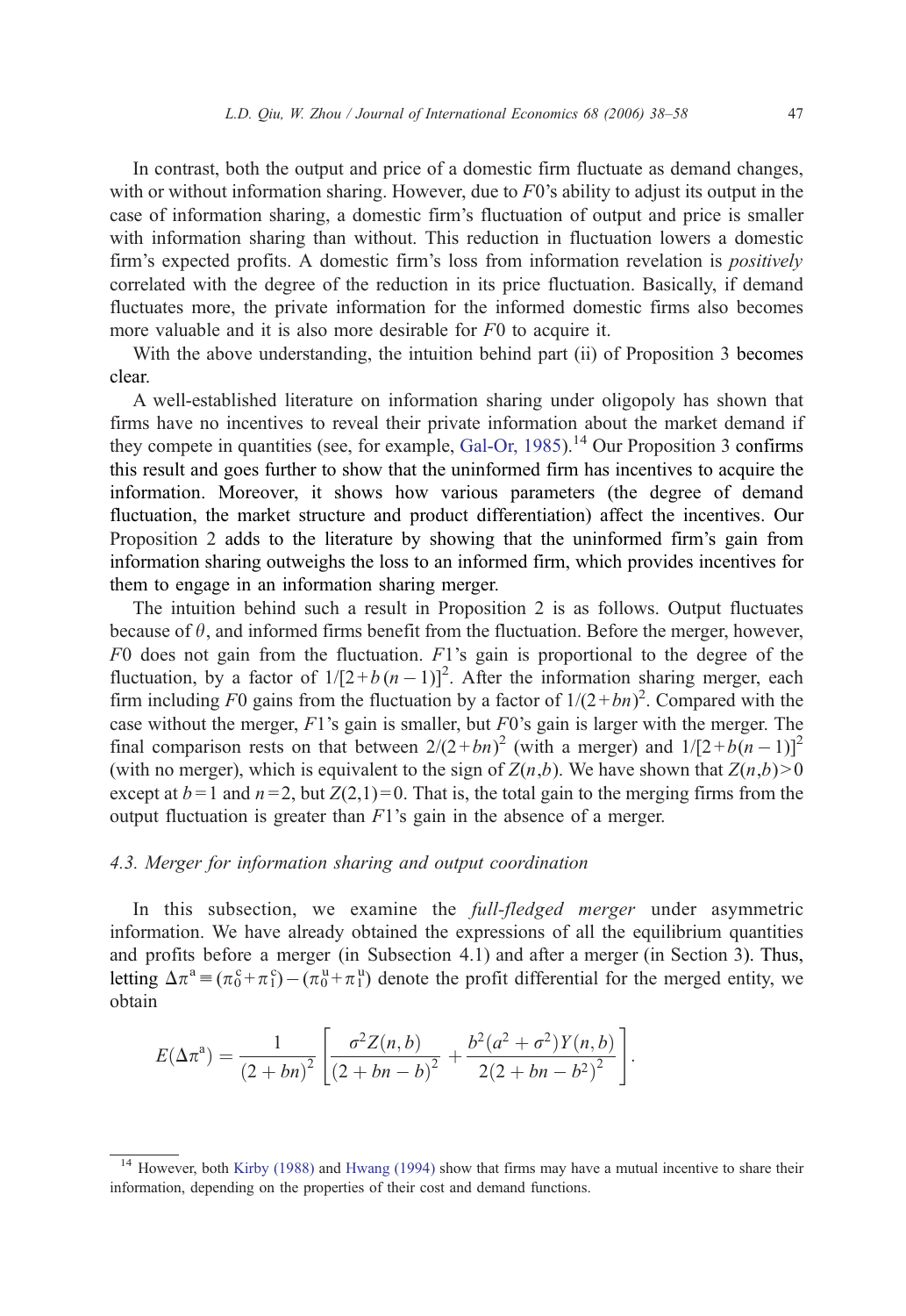In contrast, both the output and price of a domestic firm fluctuate as demand changes, with or without information sharing. However, due to $F0$'s ability to adjust its output in the case of information sharing, a domestic firm's fluctuation of output and price is smaller with information sharing than without. This reduction in fluctuation lowers a domestic firm's expected profits. A domestic firm's loss from information revelation is *positively* correlated with the degree of the reduction in its price fluctuation. Basically, if demand fluctuates more, the private information for the informed domestic firms also becomes more valuable and it is also more desirable for $F0$ to acquire it.

With the above understanding, the intuition behind part (ii) of Proposition 3 becomes clear.

A well-established literature on information sharing under oligopoly has shown that firms have no incentives to reveal their private information about the market demand if they compete in quantities (see, for example, Gal-Or, 1985).[14] Our Proposition 3 confirms this result and goes further to show that the uninformed firm has incentives to acquire the information. Moreover, it shows how various parameters (the degree of demand fluctuation, the market structure and product differentiation) affect the incentives. Our Proposition 2 adds to the literature by showing that the uninformed firm's gain from information sharing outweighs the loss to an informed firm, which provides incentives for them to engage in an information sharing merger.

The intuition behind such a result in Proposition 2 is as follows. Output fluctuates because of $\theta$, and informed firms benefit from the fluctuation. Before the merger, however, $F0$ does not gain from the fluctuation. $F1$'s gain is proportional to the degree of the fluctuation, by a factor of $1/[2+b(n-1)]^2$. After the information sharing merger, each firm including $F0$ gains from the fluctuation by a factor of $1/(2+bn)^2$. Compared with the case without the merger, $F1$'s gain is smaller, but $F0$'s gain is larger with the merger. The final comparison rests on that between $2/(2+bn)^2$ (with a merger) and $1/[2+b(n-1)]^2$ (with no merger), which is equivalent to the sign of $Z(n,b)$. We have shown that $Z(n,b)>0$ except at $b=1$ and $n=2$, but $Z(2,1)=0$. That is, the total gain to the merging firms from the output fluctuation is greater than $F1$'s gain in the absence of a merger.

### 4.3. Merger for information sharing and output coordination

In this subsection, we examine the *full-fledged merger* under asymmetric information. We have already obtained the expressions of all the equilibrium quantities and profits before a merger (in Subsection 4.1) and after a merger (in Section 3). Thus, letting $\Delta\pi^{\mathrm{a}} \equiv (\pi_0^{\mathrm{c}}+\pi_1^{\mathrm{c}})-(\pi_0^{\mathrm{u}}+\pi_1^{\mathrm{u}})$ denote the profit differential for the merged entity, we obtain

$$E(\Delta\pi^{\mathrm{a}}) = \frac{1}{(2+bn)^2}\left[\frac{\sigma^2 Z(n,b)}{(2+bn-b)^2} + \frac{b^2(a^2+\sigma^2)Y(n,b)}{2(2+bn-b^2)^2}\right].$$

[14] However, both Kirby (1988) and Hwang (1994) show that firms may have a mutual incentive to share their information, depending on the properties of their cost and demand functions.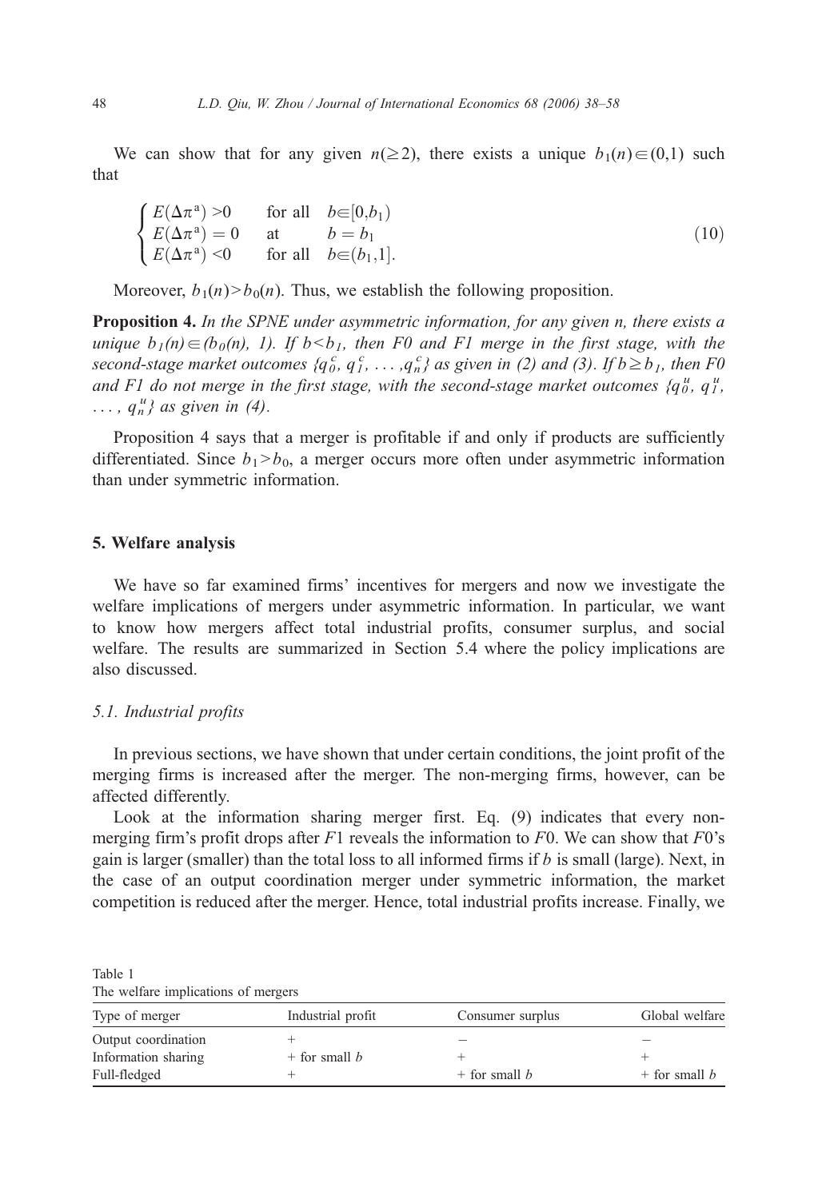We can show that for any given $n(\geq 2)$, there exists a unique $b_1(n) \in (0,1)$ such that

$$\begin{cases} E(\Delta\pi^{a}) > 0 & \text{for all} \quad b \in [0, b_1) \\ E(\Delta\pi^{a}) = 0 & \text{at} \quad b = b_1 \\ E(\Delta\pi^{a}) < 0 & \text{for all} \quad b \in (b_1, 1]. \end{cases} \tag{10}$$

Moreover, $b_1(n) > b_0(n)$. Thus, we establish the following proposition.

**Proposition 4.** *In the SPNE under asymmetric information, for any given n, there exists a unique $b_1(n) \in (b_0(n), 1)$. If $b < b_1$, then F0 and F1 merge in the first stage, with the second-stage market outcomes $\{q_0^c, q_1^c, \ldots, q_n^c\}$ as given in (2) and (3). If $b \geq b_1$, then F0 and F1 do not merge in the first stage, with the second-stage market outcomes $\{q_0^u, q_1^u, \ldots, q_n^u\}$ as given in (4).*

Proposition 4 says that a merger is profitable if and only if products are sufficiently differentiated. Since $b_1 > b_0$, a merger occurs more often under asymmetric information than under symmetric information.

## 5. Welfare analysis

We have so far examined firms' incentives for mergers and now we investigate the welfare implications of mergers under asymmetric information. In particular, we want to know how mergers affect total industrial profits, consumer surplus, and social welfare. The results are summarized in Section 5.4 where the policy implications are also discussed.

### *5.1. Industrial profits*

In previous sections, we have shown that under certain conditions, the joint profit of the merging firms is increased after the merger. The non-merging firms, however, can be affected differently.

Look at the information sharing merger first. Eq. (9) indicates that every non-merging firm's profit drops after $F1$ reveals the information to $F0$. We can show that $F0$'s gain is larger (smaller) than the total loss to all informed firms if $b$ is small (large). Next, in the case of an output coordination merger under symmetric information, the market competition is reduced after the merger. Hence, total industrial profits increase. Finally, we

Table 1
The welfare implications of mergers

| Type of merger | Industrial profit | Consumer surplus | Global welfare |
|---|---|---|---|
| Output coordination | + | − | − |
| Information sharing | + for small $b$ | + | + |
| Full-fledged | + | + for small $b$ | + for small $b$ |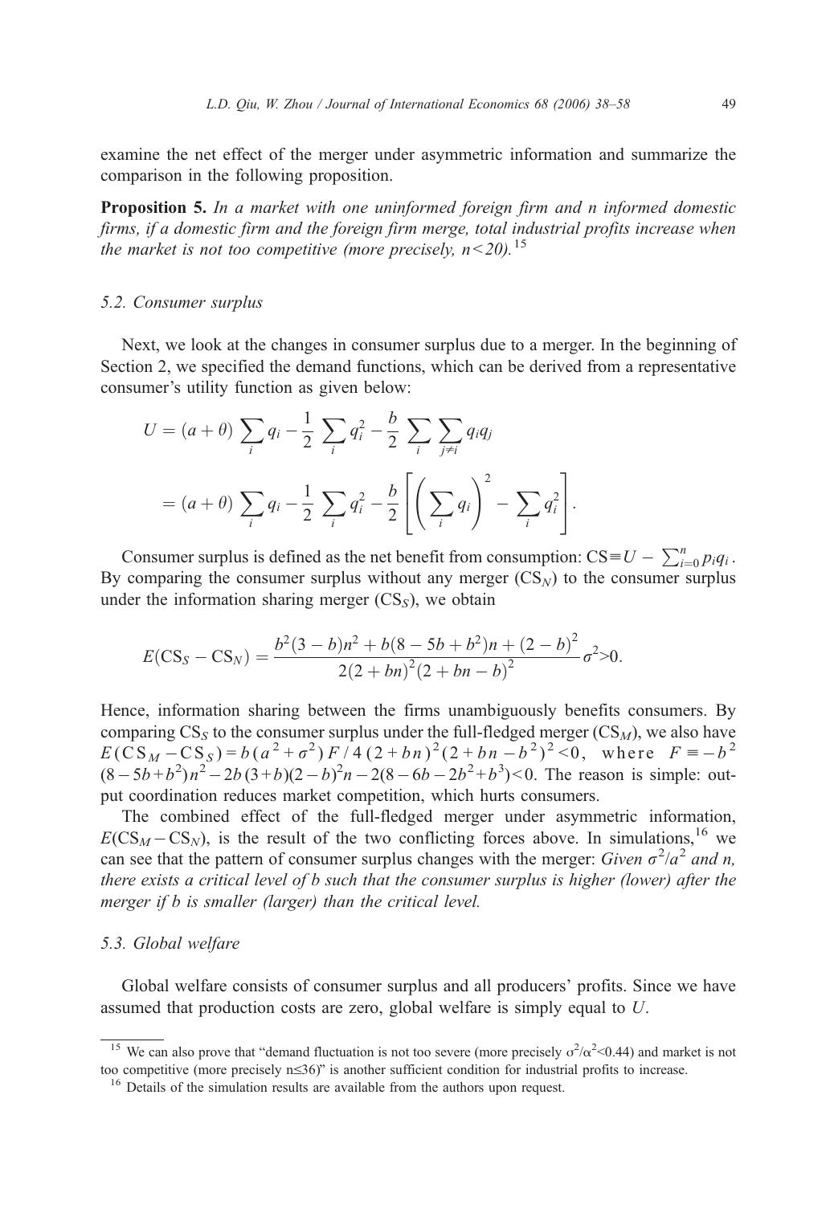examine the net effect of the merger under asymmetric information and summarize the comparison in the following proposition.

**Proposition 5.** *In a market with one uninformed foreign firm and n informed domestic firms, if a domestic firm and the foreign firm merge, total industrial profits increase when the market is not too competitive (more precisely, $n<20$).*[15]

### 5.2. Consumer surplus

Next, we look at the changes in consumer surplus due to a merger. In the beginning of Section 2, we specified the demand functions, which can be derived from a representative consumer's utility function as given below:

$$U = (a+\theta)\sum_i q_i - \frac{1}{2}\sum_i q_i^2 - \frac{b}{2}\sum_i \sum_{j\neq i} q_i q_j$$

$$= (a+\theta)\sum_i q_i - \frac{1}{2}\sum_i q_i^2 - \frac{b}{2}\left[\left(\sum_i q_i\right)^2 - \sum_i q_i^2\right].$$

Consumer surplus is defined as the net benefit from consumption: $\text{CS} \equiv U - \sum_{i=0}^{n} p_i q_i$. By comparing the consumer surplus without any merger ($\text{CS}_N$) to the consumer surplus under the information sharing merger ($\text{CS}_S$), we obtain

$$E(\text{CS}_S - \text{CS}_N) = \frac{b^2(3-b)n^2 + b(8-5b+b^2)n + (2-b)^2}{2(2+bn)^2(2+bn-b)^2}\sigma^2 > 0.$$

Hence, information sharing between the firms unambiguously benefits consumers. By comparing $\text{CS}_S$ to the consumer surplus under the full-fledged merger ($\text{CS}_M$), we also have $E(\text{CS}_M - \text{CS}_S) = b(a^2+\sigma^2)F/4(2+bn)^2(2+bn-b^2)^2 < 0$, where $F \equiv -b^2(8-5b+b^2)n^2 - 2b(3+b)(2-b)^2 n - 2(8-6b-2b^2+b^3) < 0$. The reason is simple: output coordination reduces market competition, which hurts consumers.

The combined effect of the full-fledged merger under asymmetric information, $E(\text{CS}_M - \text{CS}_N)$, is the result of the two conflicting forces above. In simulations,[16] we can see that the pattern of consumer surplus changes with the merger: *Given $\sigma^2/a^2$ and n, there exists a critical level of b such that the consumer surplus is higher (lower) after the merger if b is smaller (larger) than the critical level.*

### 5.3. Global welfare

Global welfare consists of consumer surplus and all producers' profits. Since we have assumed that production costs are zero, global welfare is simply equal to $U$.

---

[15] We can also prove that "demand fluctuation is not too severe (more precisely $\sigma^2/\alpha^2 < 0.44$) and market is not too competitive (more precisely $n \leq 36$)" is another sufficient condition for industrial profits to increase.

[16] Details of the simulation results are available from the authors upon request.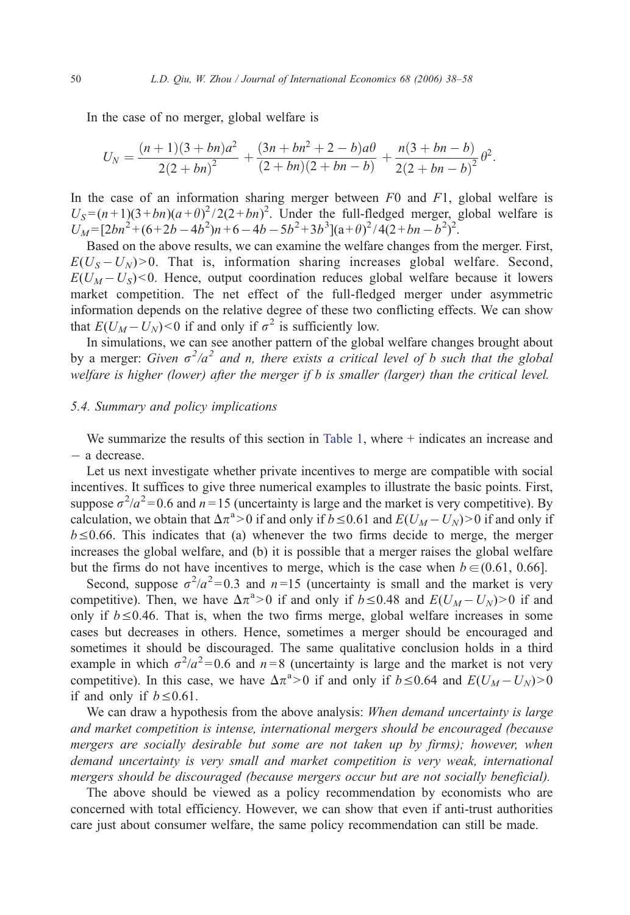In the case of no merger, global welfare is

$$U_N = \frac{(n+1)(3+bn)a^2}{2(2+bn)^2} + \frac{(3n+bn^2+2-b)a\theta}{(2+bn)(2+bn-b)} + \frac{n(3+bn-b)}{2(2+bn-b)^2}\theta^2.$$

In the case of an information sharing merger between $F0$ and $F1$, global welfare is $U_S=(n+1)(3+bn)(a+\theta)^2/2(2+bn)^2$. Under the full-fledged merger, global welfare is $U_M=[2bn^2+(6+2b-4b^2)n+6-4b-5b^2+3b^3](a+\theta)^2/4(2+bn-b^2)^2$.

Based on the above results, we can examine the welfare changes from the merger. First, $E(U_S-U_N)>0$. That is, information sharing increases global welfare. Second, $E(U_M-U_S)<0$. Hence, output coordination reduces global welfare because it lowers market competition. The net effect of the full-fledged merger under asymmetric information depends on the relative degree of these two conflicting effects. We can show that $E(U_M-U_N)<0$ if and only if $\sigma^2$ is sufficiently low.

In simulations, we can see another pattern of the global welfare changes brought about by a merger: *Given $\sigma^2/a^2$ and n, there exists a critical level of b such that the global welfare is higher (lower) after the merger if b is smaller (larger) than the critical level.*

### *5.4. Summary and policy implications*

We summarize the results of this section in Table 1, where + indicates an increase and − a decrease.

Let us next investigate whether private incentives to merge are compatible with social incentives. It suffices to give three numerical examples to illustrate the basic points. First, suppose $\sigma^2/a^2=0.6$ and $n=15$ (uncertainty is large and the market is very competitive). By calculation, we obtain that $\Delta\pi^a>0$ if and only if $b\leq 0.61$ and $E(U_M-U_N)>0$ if and only if $b\leq 0.66$. This indicates that (a) whenever the two firms decide to merge, the merger increases the global welfare, and (b) it is possible that a merger raises the global welfare but the firms do not have incentives to merge, which is the case when $b\in(0.61, 0.66]$.

Second, suppose $\sigma^2/a^2=0.3$ and $n=15$ (uncertainty is small and the market is very competitive). Then, we have $\Delta\pi^a>0$ if and only if $b\leq 0.48$ and $E(U_M-U_N)>0$ if and only if $b\leq 0.46$. That is, when the two firms merge, global welfare increases in some cases but decreases in others. Hence, sometimes a merger should be encouraged and sometimes it should be discouraged. The same qualitative conclusion holds in a third example in which $\sigma^2/a^2=0.6$ and $n=8$ (uncertainty is large and the market is not very competitive). In this case, we have $\Delta\pi^a>0$ if and only if $b\leq 0.64$ and $E(U_M-U_N)>0$ if and only if $b\leq 0.61$.

We can draw a hypothesis from the above analysis: *When demand uncertainty is large and market competition is intense, international mergers should be encouraged (because mergers are socially desirable but some are not taken up by firms); however, when demand uncertainty is very small and market competition is very weak, international mergers should be discouraged (because mergers occur but are not socially beneficial).*

The above should be viewed as a policy recommendation by economists who are concerned with total efficiency. However, we can show that even if anti-trust authorities care just about consumer welfare, the same policy recommendation can still be made.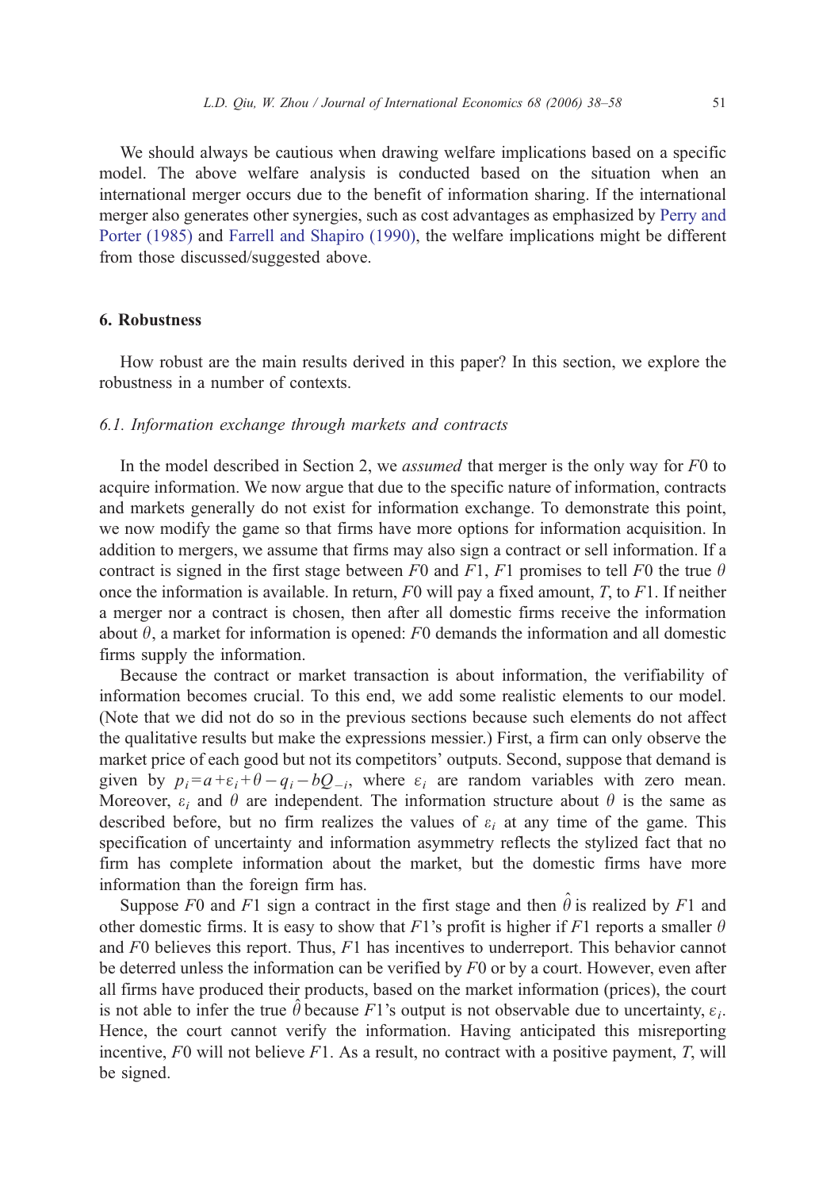We should always be cautious when drawing welfare implications based on a specific model. The above welfare analysis is conducted based on the situation when an international merger occurs due to the benefit of information sharing. If the international merger also generates other synergies, such as cost advantages as emphasized by Perry and Porter (1985) and Farrell and Shapiro (1990), the welfare implications might be different from those discussed/suggested above.

## 6. Robustness

How robust are the main results derived in this paper? In this section, we explore the robustness in a number of contexts.

### 6.1. Information exchange through markets and contracts

In the model described in Section 2, we *assumed* that merger is the only way for $F0$ to acquire information. We now argue that due to the specific nature of information, contracts and markets generally do not exist for information exchange. To demonstrate this point, we now modify the game so that firms have more options for information acquisition. In addition to mergers, we assume that firms may also sign a contract or sell information. If a contract is signed in the first stage between $F0$ and $F1$, $F1$ promises to tell $F0$ the true $\theta$ once the information is available. In return, $F0$ will pay a fixed amount, $T$, to $F1$. If neither a merger nor a contract is chosen, then after all domestic firms receive the information about $\theta$, a market for information is opened: $F0$ demands the information and all domestic firms supply the information.

Because the contract or market transaction is about information, the verifiability of information becomes crucial. To this end, we add some realistic elements to our model. (Note that we did not do so in the previous sections because such elements do not affect the qualitative results but make the expressions messier.) First, a firm can only observe the market price of each good but not its competitors' outputs. Second, suppose that demand is given by $p_i = a + \varepsilon_i + \theta - q_i - bQ_{-i}$, where $\varepsilon_i$ are random variables with zero mean. Moreover, $\varepsilon_i$ and $\theta$ are independent. The information structure about $\theta$ is the same as described before, but no firm realizes the values of $\varepsilon_i$ at any time of the game. This specification of uncertainty and information asymmetry reflects the stylized fact that no firm has complete information about the market, but the domestic firms have more information than the foreign firm has.

Suppose $F0$ and $F1$ sign a contract in the first stage and then $\hat{\theta}$ is realized by $F1$ and other domestic firms. It is easy to show that $F1$'s profit is higher if $F1$ reports a smaller $\theta$ and $F0$ believes this report. Thus, $F1$ has incentives to underreport. This behavior cannot be deterred unless the information can be verified by $F0$ or by a court. However, even after all firms have produced their products, based on the market information (prices), the court is not able to infer the true $\hat{\theta}$ because $F1$'s output is not observable due to uncertainty, $\varepsilon_i$. Hence, the court cannot verify the information. Having anticipated this misreporting incentive, $F0$ will not believe $F1$. As a result, no contract with a positive payment, $T$, will be signed.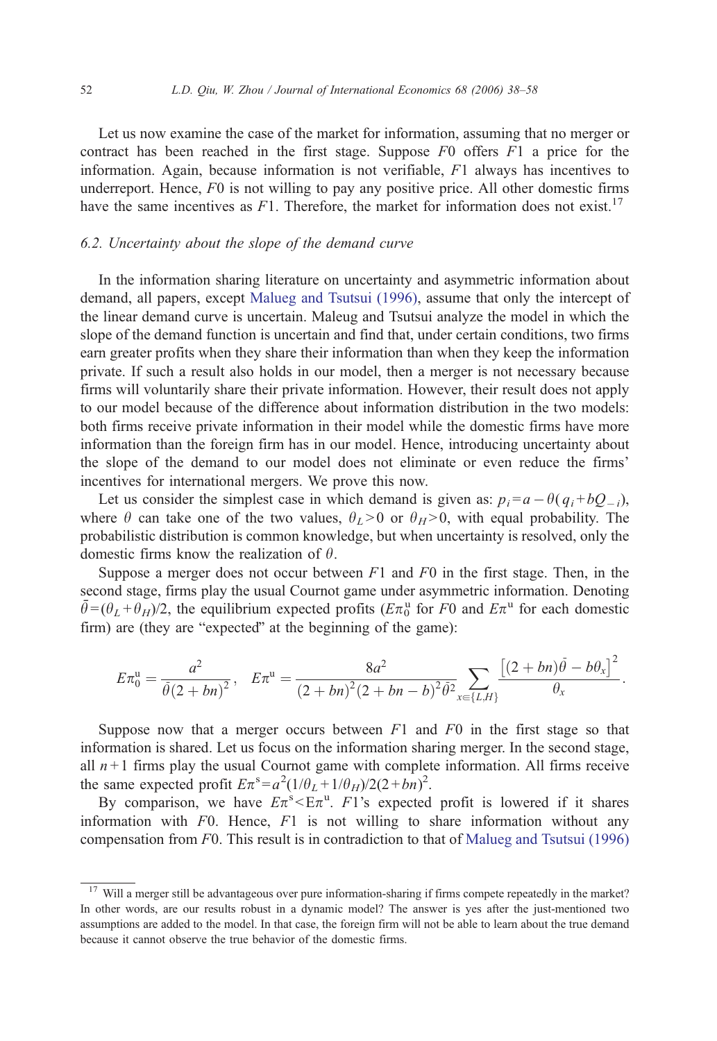Let us now examine the case of the market for information, assuming that no merger or contract has been reached in the first stage. Suppose $F0$ offers $F1$ a price for the information. Again, because information is not verifiable, $F1$ always has incentives to underreport. Hence, $F0$ is not willing to pay any positive price. All other domestic firms have the same incentives as $F1$. Therefore, the market for information does not exist.[17]

### 6.2. Uncertainty about the slope of the demand curve

In the information sharing literature on uncertainty and asymmetric information about demand, all papers, except Malueg and Tsutsui (1996), assume that only the intercept of the linear demand curve is uncertain. Maleug and Tsutsui analyze the model in which the slope of the demand function is uncertain and find that, under certain conditions, two firms earn greater profits when they share their information than when they keep the information private. If such a result also holds in our model, then a merger is not necessary because firms will voluntarily share their private information. However, their result does not apply to our model because of the difference about information distribution in the two models: both firms receive private information in their model while the domestic firms have more information than the foreign firm has in our model. Hence, introducing uncertainty about the slope of the demand to our model does not eliminate or even reduce the firms' incentives for international mergers. We prove this now.

Let us consider the simplest case in which demand is given as: $p_i = a - \theta(q_i + bQ_{-i})$, where $\theta$ can take one of the two values, $\theta_L > 0$ or $\theta_H > 0$, with equal probability. The probabilistic distribution is common knowledge, but when uncertainty is resolved, only the domestic firms know the realization of $\theta$.

Suppose a merger does not occur between $F1$ and $F0$ in the first stage. Then, in the second stage, firms play the usual Cournot game under asymmetric information. Denoting $\bar{\theta} = (\theta_L + \theta_H)/2$, the equilibrium expected profits ($E\pi_0^{\mathrm{u}}$ for $F0$ and $E\pi^{\mathrm{u}}$ for each domestic firm) are (they are "expected" at the beginning of the game):

$$E\pi_0^{\mathrm{u}} = \frac{a^2}{\bar{\theta}(2+bn)^2}, \quad E\pi^{\mathrm{u}} = \frac{8a^2}{(2+bn)^2(2+bn-b)^2\bar{\theta}^2} \sum_{x \in \{L,H\}} \frac{\left[(2+bn)\bar{\theta} - b\theta_x\right]^2}{\theta_x}.$$

Suppose now that a merger occurs between $F1$ and $F0$ in the first stage so that information is shared. Let us focus on the information sharing merger. In the second stage, all $n+1$ firms play the usual Cournot game with complete information. All firms receive the same expected profit $E\pi^{\mathrm{s}} = a^2(1/\theta_L + 1/\theta_H)/2(2+bn)^2$.

By comparison, we have $E\pi^{\mathrm{s}} < E\pi^{\mathrm{u}}$. $F1$'s expected profit is lowered if it shares information with $F0$. Hence, $F1$ is not willing to share information without any compensation from $F0$. This result is in contradiction to that of Malueg and Tsutsui (1996)

[17] Will a merger still be advantageous over pure information-sharing if firms compete repeatedly in the market? In other words, are our results robust in a dynamic model? The answer is yes after the just-mentioned two assumptions are added to the model. In that case, the foreign firm will not be able to learn about the true demand because it cannot observe the true behavior of the domestic firms.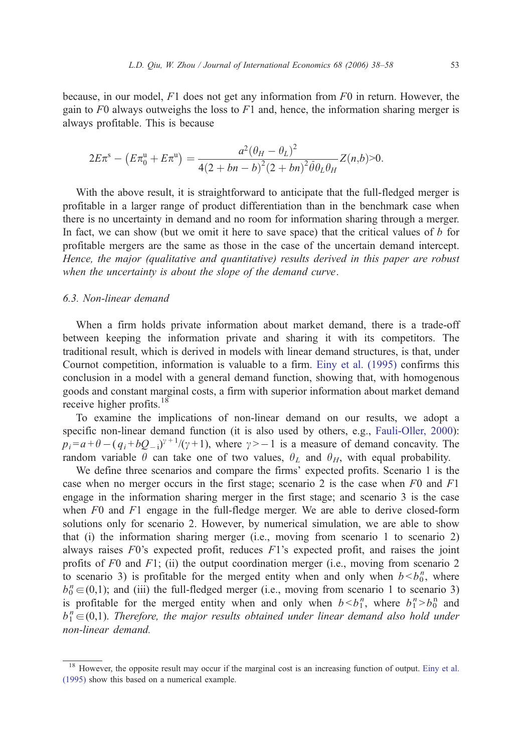because, in our model, $F1$ does not get any information from $F0$ in return. However, the gain to $F0$ always outweighs the loss to $F1$ and, hence, the information sharing merger is always profitable. This is because

$$2E\pi^{\mathrm{s}} - \left(E\pi_0^{\mathrm{u}} + E\pi^{\mathrm{u}}\right) = \frac{a^2(\theta_H - \theta_L)^2}{4(2+bn-b)^2(2+bn)^2\bar{\theta}\theta_L\theta_H} Z(n,b) > 0.$$

With the above result, it is straightforward to anticipate that the full-fledged merger is profitable in a larger range of product differentiation than in the benchmark case when there is no uncertainty in demand and no room for information sharing through a merger. In fact, we can show (but we omit it here to save space) that the critical values of $b$ for profitable mergers are the same as those in the case of the uncertain demand intercept. *Hence, the major (qualitative and quantitative) results derived in this paper are robust when the uncertainty is about the slope of the demand curve*.

### 6.3. Non-linear demand

When a firm holds private information about market demand, there is a trade-off between keeping the information private and sharing it with its competitors. The traditional result, which is derived in models with linear demand structures, is that, under Cournot competition, information is valuable to a firm. Einy et al. (1995) confirms this conclusion in a model with a general demand function, showing that, with homogenous goods and constant marginal costs, a firm with superior information about market demand receive higher profits.[18]

To examine the implications of non-linear demand on our results, we adopt a specific non-linear demand function (it is also used by others, e.g., Fauli-Oller, 2000): $p_i = a + \theta - (q_i + bQ_{-i})^{\gamma+1}/(\gamma+1)$, where $\gamma > -1$ is a measure of demand concavity. The random variable $\theta$ can take one of two values, $\theta_L$ and $\theta_H$, with equal probability.

We define three scenarios and compare the firms' expected profits. Scenario 1 is the case when no merger occurs in the first stage; scenario 2 is the case when $F0$ and $F1$ engage in the information sharing merger in the first stage; and scenario 3 is the case when $F0$ and $F1$ engage in the full-fledge merger. We are able to derive closed-form solutions only for scenario 2. However, by numerical simulation, we are able to show that (i) the information sharing merger (i.e., moving from scenario 1 to scenario 2) always raises $F0$'s expected profit, reduces $F1$'s expected profit, and raises the joint profits of $F0$ and $F1$; (ii) the output coordination merger (i.e., moving from scenario 2 to scenario 3) is profitable for the merged entity when and only when $b < b_0^n$, where $b_0^n \in (0,1)$; and (iii) the full-fledged merger (i.e., moving from scenario 1 to scenario 3) is profitable for the merged entity when and only when $b < b_1^n$, where $b_1^n > b_0^n$ and $b_1^n \in (0,1)$. *Therefore, the major results obtained under linear demand also hold under non-linear demand.*

[18] However, the opposite result may occur if the marginal cost is an increasing function of output. Einy et al. (1995) show this based on a numerical example.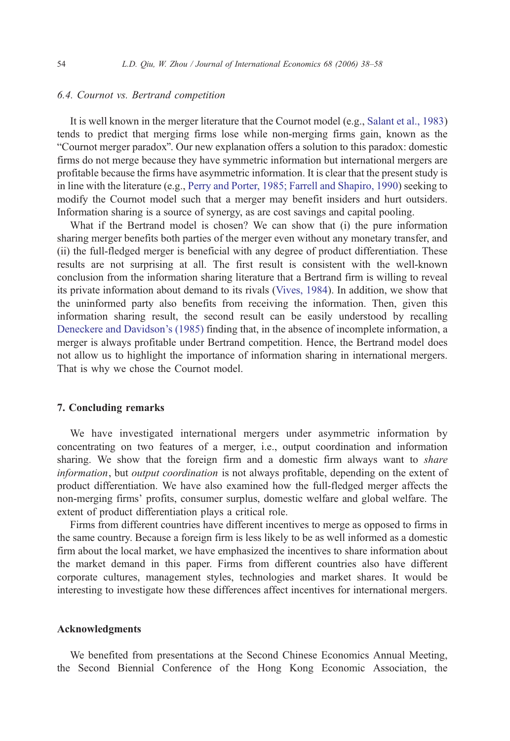### 6.4. Cournot vs. Bertrand competition

It is well known in the merger literature that the Cournot model (e.g., Salant et al., 1983) tends to predict that merging firms lose while non-merging firms gain, known as the "Cournot merger paradox". Our new explanation offers a solution to this paradox: domestic firms do not merge because they have symmetric information but international mergers are profitable because the firms have asymmetric information. It is clear that the present study is in line with the literature (e.g., Perry and Porter, 1985; Farrell and Shapiro, 1990) seeking to modify the Cournot model such that a merger may benefit insiders and hurt outsiders. Information sharing is a source of synergy, as are cost savings and capital pooling.

What if the Bertrand model is chosen? We can show that (i) the pure information sharing merger benefits both parties of the merger even without any monetary transfer, and (ii) the full-fledged merger is beneficial with any degree of product differentiation. These results are not surprising at all. The first result is consistent with the well-known conclusion from the information sharing literature that a Bertrand firm is willing to reveal its private information about demand to its rivals (Vives, 1984). In addition, we show that the uninformed party also benefits from receiving the information. Then, given this information sharing result, the second result can be easily understood by recalling Deneckere and Davidson's (1985) finding that, in the absence of incomplete information, a merger is always profitable under Bertrand competition. Hence, the Bertrand model does not allow us to highlight the importance of information sharing in international mergers. That is why we chose the Cournot model.

## 7. Concluding remarks

We have investigated international mergers under asymmetric information by concentrating on two features of a merger, i.e., output coordination and information sharing. We show that the foreign firm and a domestic firm always want to *share information*, but *output coordination* is not always profitable, depending on the extent of product differentiation. We have also examined how the full-fledged merger affects the non-merging firms' profits, consumer surplus, domestic welfare and global welfare. The extent of product differentiation plays a critical role.

Firms from different countries have different incentives to merge as opposed to firms in the same country. Because a foreign firm is less likely to be as well informed as a domestic firm about the local market, we have emphasized the incentives to share information about the market demand in this paper. Firms from different countries also have different corporate cultures, management styles, technologies and market shares. It would be interesting to investigate how these differences affect incentives for international mergers.

## Acknowledgments

We benefited from presentations at the Second Chinese Economics Annual Meeting, the Second Biennial Conference of the Hong Kong Economic Association, the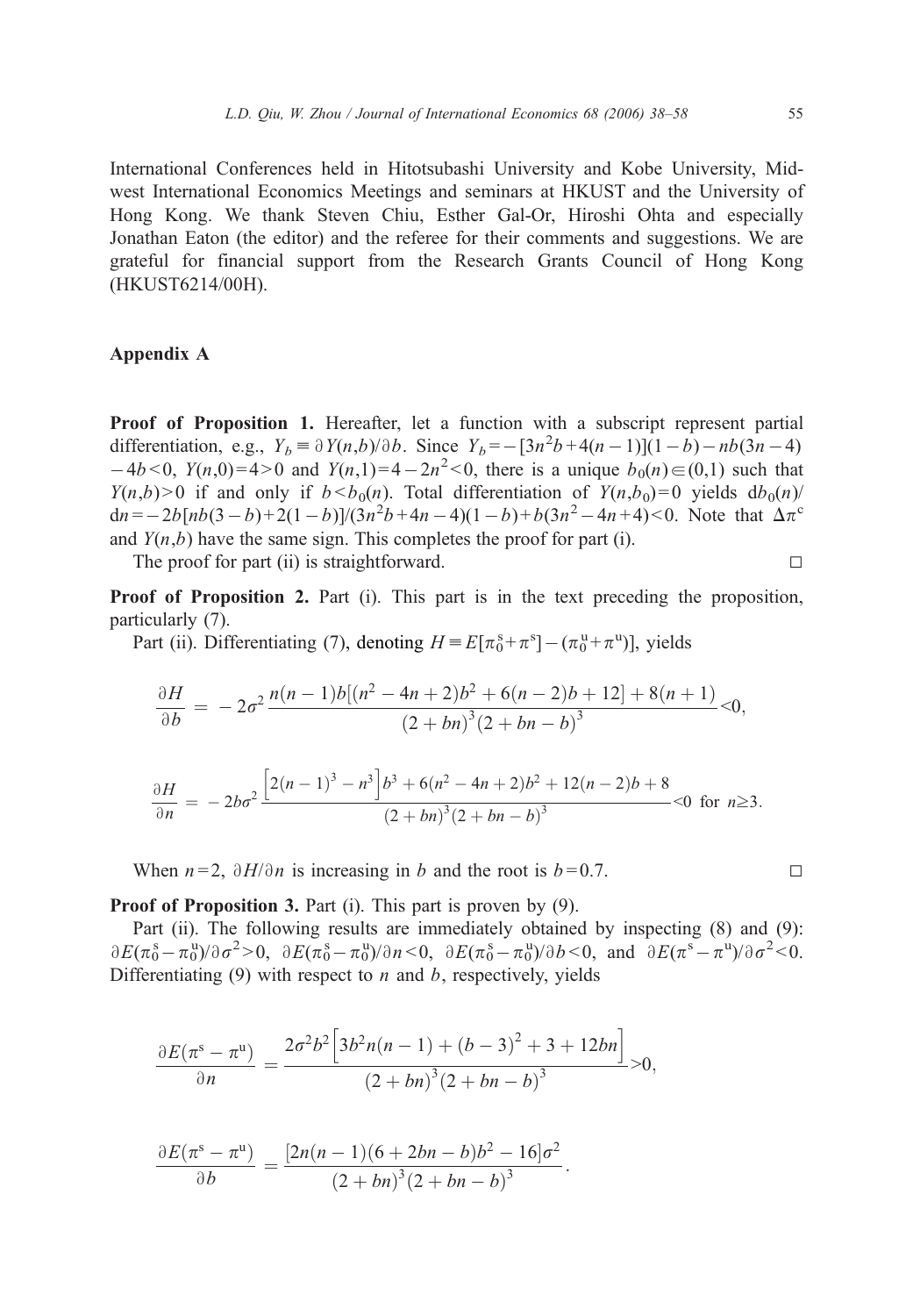International Conferences held in Hitotsubashi University and Kobe University, Midwest International Economics Meetings and seminars at HKUST and the University of Hong Kong. We thank Steven Chiu, Esther Gal-Or, Hiroshi Ohta and especially Jonathan Eaton (the editor) and the referee for their comments and suggestions. We are grateful for financial support from the Research Grants Council of Hong Kong (HKUST6214/00H).

## Appendix A

**Proof of Proposition 1.** Hereafter, let a function with a subscript represent partial differentiation, e.g., $Y_b \equiv \partial Y(n,b)/\partial b$. Since $Y_b = -[3n^2 b + 4(n-1)](1-b) - nb(3n-4) - 4b < 0$, $Y(n,0) = 4 > 0$ and $Y(n,1) = 4 - 2n^2 < 0$, there is a unique $b_0(n) \in (0,1)$ such that $Y(n,b) > 0$ if and only if $b < b_0(n)$. Total differentiation of $Y(n,b_0) = 0$ yields $\mathrm{d}b_0(n)/\mathrm{d}n = -2b[nb(3-b) + 2(1-b)]/(3n^2 b + 4n - 4)(1-b) + b(3n^2 - 4n + 4) < 0$. Note that $\Delta\pi^{\mathrm{c}}$ and $Y(n,b)$ have the same sign. This completes the proof for part (i).

The proof for part (ii) is straightforward. □

**Proof of Proposition 2.** Part (i). This part is in the text preceding the proposition, particularly (7).

Part (ii). Differentiating (7), denoting $H \equiv E[\pi_0^{\mathrm{s}} + \pi^{\mathrm{s}}] - (\pi_0^{\mathrm{u}} + \pi^{\mathrm{u}})]$, yields

$$\frac{\partial H}{\partial b} = -2\sigma^2 \frac{n(n-1)b[(n^2-4n+2)b^2 + 6(n-2)b + 12] + 8(n+1)}{(2+bn)^3(2+bn-b)^3} < 0,$$

$$\frac{\partial H}{\partial n} = -2b\sigma^2 \frac{\left[2(n-1)^3 - n^3\right]b^3 + 6(n^2-4n+2)b^2 + 12(n-2)b + 8}{(2+bn)^3(2+bn-b)^3} < 0 \text{ for } n \geq 3.$$

When $n = 2$, $\partial H/\partial n$ is increasing in $b$ and the root is $b = 0.7$. □

**Proof of Proposition 3.** Part (i). This part is proven by (9).

Part (ii). The following results are immediately obtained by inspecting (8) and (9): $\partial E(\pi_0^{\mathrm{s}} - \pi_0^{\mathrm{u}})/\partial\sigma^2 > 0$, $\partial E(\pi_0^{\mathrm{s}} - \pi_0^{\mathrm{u}})/\partial n < 0$, $\partial E(\pi_0^{\mathrm{s}} - \pi_0^{\mathrm{u}})/\partial b < 0$, and $\partial E(\pi^{\mathrm{s}} - \pi^{\mathrm{u}})/\partial\sigma^2 < 0$. Differentiating (9) with respect to $n$ and $b$, respectively, yields

$$\frac{\partial E(\pi^{\mathrm{s}} - \pi^{\mathrm{u}})}{\partial n} = \frac{2\sigma^2 b^2 \left[3b^2 n(n-1) + (b-3)^2 + 3 + 12bn\right]}{(2+bn)^3(2+bn-b)^3} > 0,$$

$$\frac{\partial E(\pi^{\mathrm{s}} - \pi^{\mathrm{u}})}{\partial b} = \frac{[2n(n-1)(6+2bn-b)b^2 - 16]\sigma^2}{(2+bn)^3(2+bn-b)^3}.$$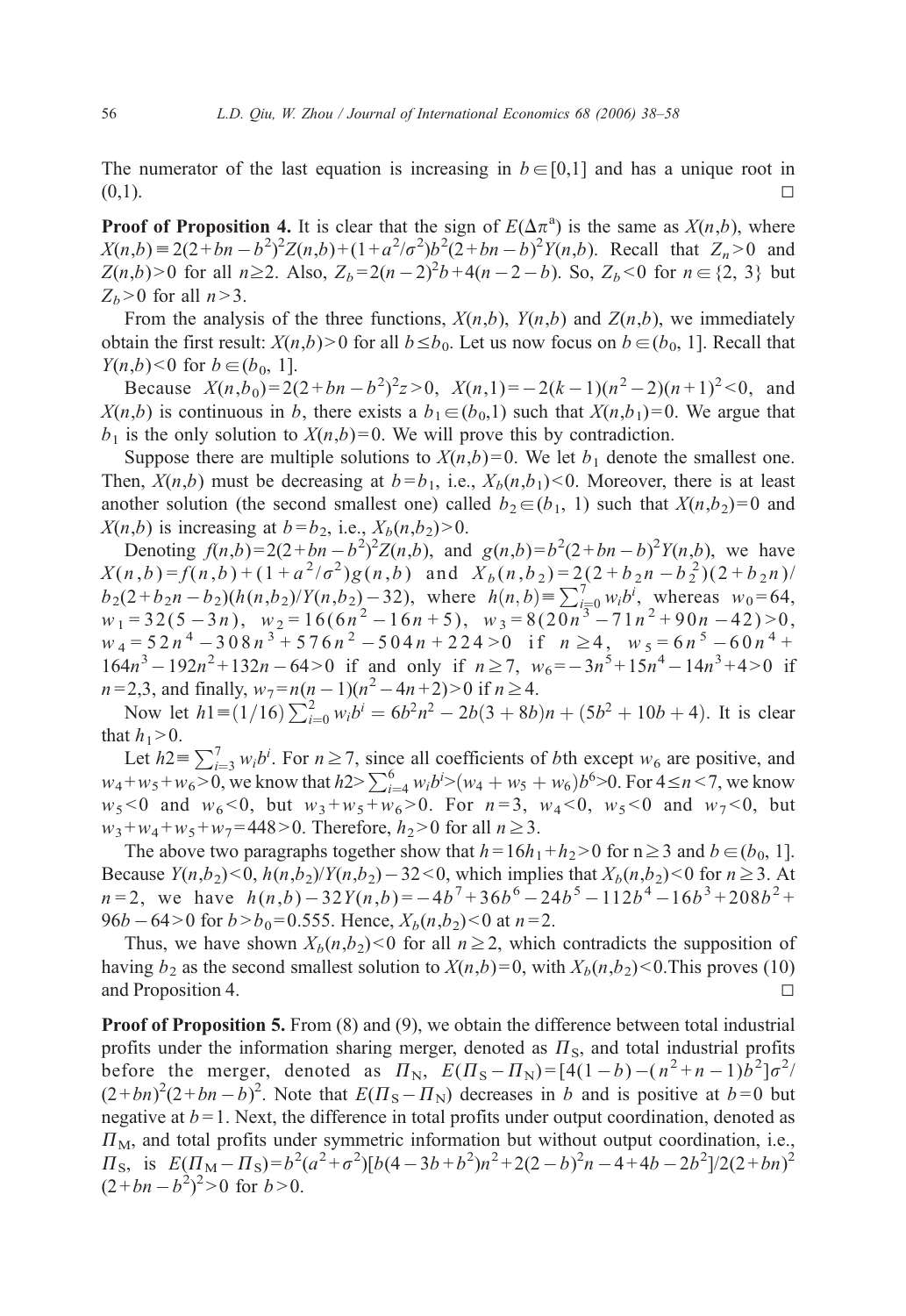The numerator of the last equation is increasing in $b \in [0,1]$ and has a unique root in $(0,1)$. □

**Proof of Proposition 4.** It is clear that the sign of $E(\Delta\pi^a)$ is the same as $X(n,b)$, where $X(n,b) \equiv 2(2+bn-b^2)^2 Z(n,b) + (1+a^2/\sigma^2)b^2(2+bn-b)^2 Y(n,b)$. Recall that $Z_n > 0$ and $Z(n,b) > 0$ for all $n \geq 2$. Also, $Z_b = 2(n-2)^2 b + 4(n-2-b)$. So, $Z_b < 0$ for $n \in \{2, 3\}$ but $Z_b > 0$ for all $n > 3$.

From the analysis of the three functions, $X(n,b)$, $Y(n,b)$ and $Z(n,b)$, we immediately obtain the first result: $X(n,b) > 0$ for all $b \leq b_0$. Let us now focus on $b \in (b_0, 1]$. Recall that $Y(n,b) < 0$ for $b \in (b_0, 1]$.

Because $X(n,b_0) = 2(2+bn-b^2)^2 z > 0$, $X(n,1) = -2(k-1)(n^2-2)(n+1)^2 < 0$, and $X(n,b)$ is continuous in $b$, there exists a $b_1 \in (b_0,1)$ such that $X(n,b_1) = 0$. We argue that $b_1$ is the only solution to $X(n,b) = 0$. We will prove this by contradiction.

Suppose there are multiple solutions to $X(n,b) = 0$. We let $b_1$ denote the smallest one. Then, $X(n,b)$ must be decreasing at $b = b_1$, i.e., $X_b(n,b_1) < 0$. Moreover, there is at least another solution (the second smallest one) called $b_2 \in (b_1, 1)$ such that $X(n,b_2) = 0$ and $X(n,b)$ is increasing at $b = b_2$, i.e., $X_b(n,b_2) > 0$.

Denoting $f(n,b) = 2(2+bn-b^2)^2 Z(n,b)$, and $g(n,b) = b^2(2+bn-b)^2 Y(n,b)$, we have $X(n,b) = f(n,b) + (1+a^2/\sigma^2)g(n,b)$ and $X_b(n,b_2) = 2(2+b_2 n - b_2^2)(2+b_2 n)/b_2(2+b_2 n - b_2)(h(n,b_2)/Y(n,b_2) - 32)$, where $h(n,b) \equiv \sum_{i=0}^{7} w_i b^i$, whereas $w_0 = 64$, $w_1 = 32(5-3n)$, $w_2 = 16(6n^2 - 16n + 5)$, $w_3 = 8(20n^3 - 71n^2 + 90n - 42) > 0$, $w_4 = 52n^4 - 308n^3 + 576n^2 - 504n + 224 > 0$ if $n \geq 4$, $w_5 = 6n^5 - 60n^4 + 164n^3 - 192n^2 + 132n - 64 > 0$ if and only if $n \geq 7$, $w_6 = -3n^5 + 15n^4 - 14n^3 + 4 > 0$ if $n = 2,3$, and finally, $w_7 = n(n-1)(n^2 - 4n + 2) > 0$ if $n \geq 4$.

Now let $h1 \equiv (1/16)\sum_{i=0}^{2} w_i b^i = 6b^2 n^2 - 2b(3+8b)n + (5b^2 + 10b + 4)$. It is clear that $h_1 > 0$.

Let $h2 \equiv \sum_{i=3}^{7} w_i b^i$. For $n \geq 7$, since all coefficients of $b$th except $w_6$ are positive, and $w_4 + w_5 + w_6 > 0$, we know that $h2 > \sum_{i=4}^{6} w_i b^i > (w_4 + w_5 + w_6)b^6 > 0$. For $4 \leq n < 7$, we know $w_5 < 0$ and $w_6 < 0$, but $w_3 + w_5 + w_6 > 0$. For $n = 3$, $w_4 < 0$, $w_5 < 0$ and $w_7 < 0$, but $w_3 + w_4 + w_5 + w_7 = 448 > 0$. Therefore, $h_2 > 0$ for all $n \geq 3$.

The above two paragraphs together show that $h = 16h_1 + h_2 > 0$ for $n \geq 3$ and $b \in (b_0, 1]$. Because $Y(n,b_2) < 0$, $h(n,b_2)/Y(n,b_2) - 32 < 0$, which implies that $X_b(n,b_2) < 0$ for $n \geq 3$. At $n = 2$, we have $h(n,b) - 32Y(n,b) = -4b^7 + 36b^6 - 24b^5 - 112b^4 - 16b^3 + 208b^2 + 96b - 64 > 0$ for $b > b_0 = 0.555$. Hence, $X_b(n,b_2) < 0$ at $n = 2$.

Thus, we have shown $X_b(n,b_2) < 0$ for all $n \geq 2$, which contradicts the supposition of having $b_2$ as the second smallest solution to $X(n,b) = 0$, with $X_b(n,b_2) < 0$. This proves (10) and Proposition 4. □

**Proof of Proposition 5.** From (8) and (9), we obtain the difference between total industrial profits under the information sharing merger, denoted as $\Pi_S$, and total industrial profits before the merger, denoted as $\Pi_N$, $E(\Pi_S - \Pi_N) = [4(1-b) - (n^2+n-1)b^2]\sigma^2/(2+bn)^2(2+bn-b)^2$. Note that $E(\Pi_S - \Pi_N)$ decreases in $b$ and is positive at $b = 0$ but negative at $b = 1$. Next, the difference in total profits under output coordination, denoted as $\Pi_M$, and total profits under symmetric information but without output coordination, i.e., $\Pi_S$, is $E(\Pi_M - \Pi_S) = b^2(a^2+\sigma^2)[b(4-3b+b^2)n^2 + 2(2-b)^2 n - 4 + 4b - 2b^2]/2(2+bn)^2(2+bn-b^2)^2 > 0$ for $b > 0$.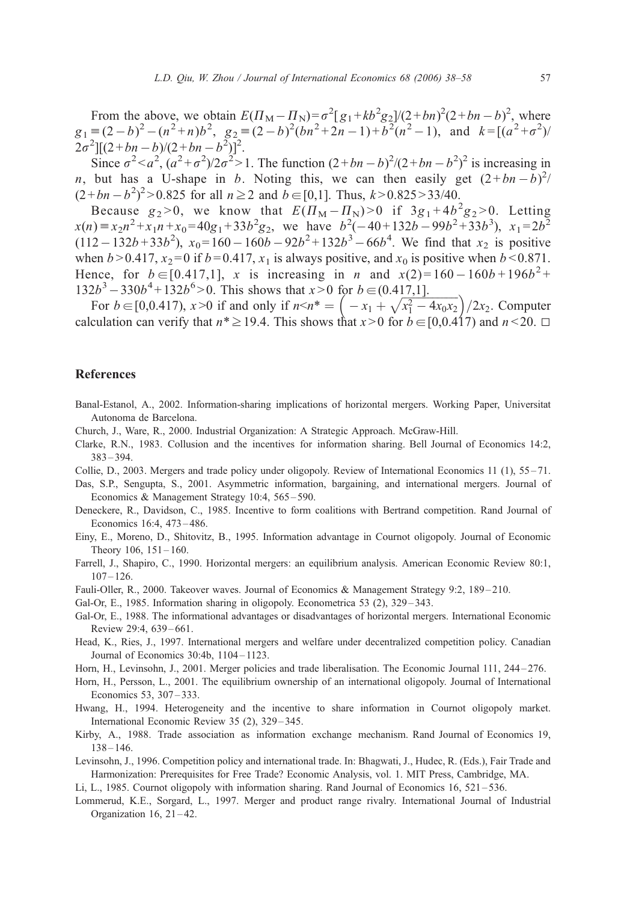From the above, we obtain $E(\Pi_M - \Pi_N) = \sigma^2[g_1 + kb^2g_2]/(2+bn)^2(2+bn-b)^2$, where $g_1 \equiv (2-b)^2 - (n^2+n)b^2$, $g_2 \equiv (2-b)^2(bn^2+2n-1) + b^2(n^2-1)$, and $k = [(a^2+\sigma^2)/2\sigma^2][(2+bn-b)/(2+bn-b^2)]^2$.

Since $\sigma^2 < a^2$, $(a^2+\sigma^2)/2\sigma^2 > 1$. The function $(2+bn-b)^2/(2+bn-b^2)^2$ is increasing in $n$, but has a U-shape in $b$. Noting this, we can then easily get $(2+bn-b)^2/(2+bn-b^2)^2 > 0.825$ for all $n \geq 2$ and $b \in [0,1]$. Thus, $k > 0.825 > 33/40$.

Because $g_2 > 0$, we know that $E(\Pi_M - \Pi_N) > 0$ if $3g_1 + 4b^2g_2 > 0$. Letting $x(n) \equiv x_2n^2 + x_1n + x_0 = 40g_1 + 33b^2g_2$, we have $b^2(-40 + 132b - 99b^2 + 33b^3)$, $x_1 = 2b^2(112 - 132b + 33b^2)$, $x_0 = 160 - 160b - 92b^2 + 132b^3 - 66b^4$. We find that $x_2$ is positive when $b > 0.417$, $x_2 = 0$ if $b = 0.417$, $x_1$ is always positive, and $x_0$ is positive when $b < 0.871$. Hence, for $b \in [0.417,1]$, $x$ is increasing in $n$ and $x(2) = 160 - 160b + 196b^2 + 132b^3 - 330b^4 + 132b^6 > 0$. This shows that $x > 0$ for $b \in (0.417,1]$.

For $b \in [0,0.417)$, $x > 0$ if and only if $n < n^* = \left(-x_1 + \sqrt{x_1^2 - 4x_0x_2}\right)/2x_2$. Computer calculation can verify that $n^* \geq 19.4$. This shows that $x > 0$ for $b \in [0,0.417)$ and $n < 20$. □

## References

Banal-Estanol, A., 2002. Information-sharing implications of horizontal mergers. Working Paper, Universitat Autonoma de Barcelona.

Church, J., Ware, R., 2000. Industrial Organization: A Strategic Approach. McGraw-Hill.

Clarke, R.N., 1983. Collusion and the incentives for information sharing. Bell Journal of Economics 14:2, 383–394.

Collie, D., 2003. Mergers and trade policy under oligopoly. Review of International Economics 11 (1), 55–71.

Das, S.P., Sengupta, S., 2001. Asymmetric information, bargaining, and international mergers. Journal of Economics & Management Strategy 10:4, 565–590.

Deneckere, R., Davidson, C., 1985. Incentive to form coalitions with Bertrand competition. Rand Journal of Economics 16:4, 473–486.

Einy, E., Moreno, D., Shitovitz, B., 1995. Information advantage in Cournot oligopoly. Journal of Economic Theory 106, 151–160.

Farrell, J., Shapiro, C., 1990. Horizontal mergers: an equilibrium analysis. American Economic Review 80:1, 107–126.

Fauli-Oller, R., 2000. Takeover waves. Journal of Economics & Management Strategy 9:2, 189–210.

Gal-Or, E., 1985. Information sharing in oligopoly. Econometrica 53 (2), 329–343.

Gal-Or, E., 1988. The informational advantages or disadvantages of horizontal mergers. International Economic Review 29:4, 639–661.

Head, K., Ries, J., 1997. International mergers and welfare under decentralized competition policy. Canadian Journal of Economics 30:4b, 1104–1123.

Horn, H., Levinsohn, J., 2001. Merger policies and trade liberalisation. The Economic Journal 111, 244–276.

Horn, H., Persson, L., 2001. The equilibrium ownership of an international oligopoly. Journal of International Economics 53, 307–333.

Hwang, H., 1994. Heterogeneity and the incentive to share information in Cournot oligopoly market. International Economic Review 35 (2), 329–345.

Kirby, A., 1988. Trade association as information exchange mechanism. Rand Journal of Economics 19, 138–146.

Levinsohn, J., 1996. Competition policy and international trade. In: Bhagwati, J., Hudec, R. (Eds.), Fair Trade and Harmonization: Prerequisites for Free Trade? Economic Analysis, vol. 1. MIT Press, Cambridge, MA.

Li, L., 1985. Cournot oligopoly with information sharing. Rand Journal of Economics 16, 521–536.

Lommerud, K.E., Sorgard, L., 1997. Merger and product range rivalry. International Journal of Industrial Organization 16, 21–42.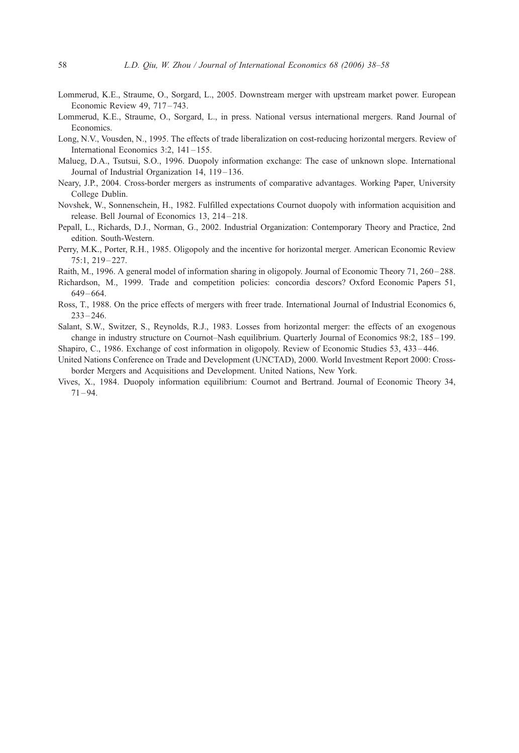Lommerud, K.E., Straume, O., Sorgard, L., 2005. Downstream merger with upstream market power. European Economic Review 49, 717 – 743.

Lommerud, K.E., Straume, O., Sorgard, L., in press. National versus international mergers. Rand Journal of Economics.

Long, N.V., Vousden, N., 1995. The effects of trade liberalization on cost-reducing horizontal mergers. Review of International Economics 3:2, 141 – 155.

Malueg, D.A., Tsutsui, S.O., 1996. Duopoly information exchange: The case of unknown slope. International Journal of Industrial Organization 14, 119 – 136.

Neary, J.P., 2004. Cross-border mergers as instruments of comparative advantages. Working Paper, University College Dublin.

Novshek, W., Sonnenschein, H., 1982. Fulfilled expectations Cournot duopoly with information acquisition and release. Bell Journal of Economics 13, 214 – 218.

Pepall, L., Richards, D.J., Norman, G., 2002. Industrial Organization: Contemporary Theory and Practice, 2nd edition. South-Western.

Perry, M.K., Porter, R.H., 1985. Oligopoly and the incentive for horizontal merger. American Economic Review 75:1, 219 – 227.

Raith, M., 1996. A general model of information sharing in oligopoly. Journal of Economic Theory 71, 260 – 288.

Richardson, M., 1999. Trade and competition policies: concordia descors? Oxford Economic Papers 51, 649 – 664.

Ross, T., 1988. On the price effects of mergers with freer trade. International Journal of Industrial Economics 6, 233 – 246.

Salant, S.W., Switzer, S., Reynolds, R.J., 1983. Losses from horizontal merger: the effects of an exogenous change in industry structure on Cournot–Nash equilibrium. Quarterly Journal of Economics 98:2, 185 – 199.

Shapiro, C., 1986. Exchange of cost information in oligopoly. Review of Economic Studies 53, 433 – 446.

United Nations Conference on Trade and Development (UNCTAD), 2000. World Investment Report 2000: Cross-border Mergers and Acquisitions and Development. United Nations, New York.

Vives, X., 1984. Duopoly information equilibrium: Cournot and Bertrand. Journal of Economic Theory 34, 71 – 94.